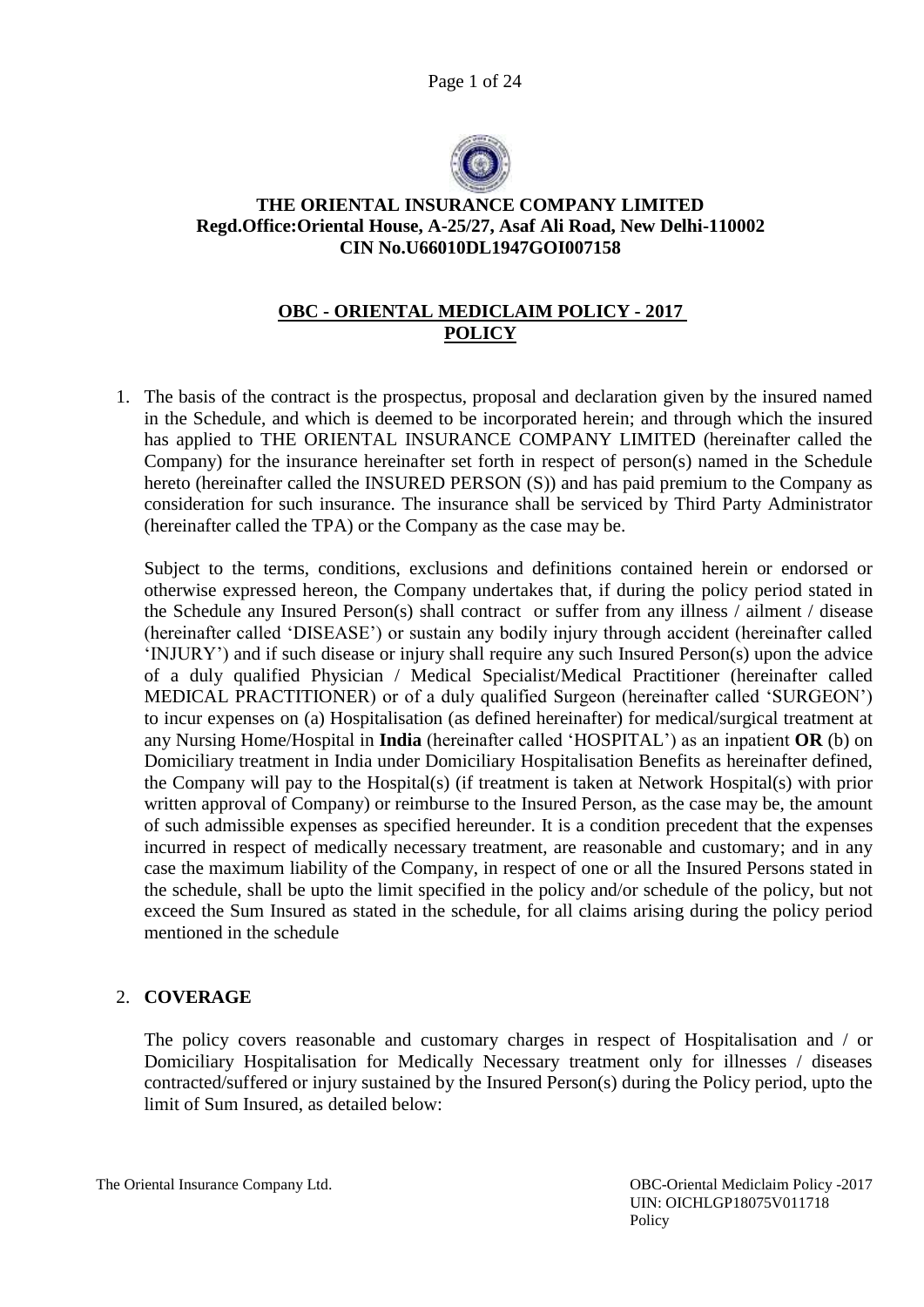**THE ORIENTAL INSURANCE COMPANY LIMITED**
**Regd.Office:Oriental House, A-25/27, Asaf Ali Road, New Delhi-110002**
**CIN No.U66010DL1947GOI007158**

# OBC - ORIENTAL MEDICLAIM POLICY - 2017
## POLICY

1. The basis of the contract is the prospectus, proposal and declaration given by the insured named in the Schedule, and which is deemed to be incorporated herein; and through which the insured has applied to THE ORIENTAL INSURANCE COMPANY LIMITED (hereinafter called the Company) for the insurance hereinafter set forth in respect of person(s) named in the Schedule hereto (hereinafter called the INSURED PERSON (S)) and has paid premium to the Company as consideration for such insurance. The insurance shall be serviced by Third Party Administrator (hereinafter called the TPA) or the Company as the case may be.

   Subject to the terms, conditions, exclusions and definitions contained herein or endorsed or otherwise expressed hereon, the Company undertakes that, if during the policy period stated in the Schedule any Insured Person(s) shall contract or suffer from any illness / ailment / disease (hereinafter called 'DISEASE') or sustain any bodily injury through accident (hereinafter called 'INJURY') and if such disease or injury shall require any such Insured Person(s) upon the advice of a duly qualified Physician / Medical Specialist/Medical Practitioner (hereinafter called MEDICAL PRACTITIONER) or of a duly qualified Surgeon (hereinafter called 'SURGEON') to incur expenses on (a) Hospitalisation (as defined hereinafter) for medical/surgical treatment at any Nursing Home/Hospital in **India** (hereinafter called 'HOSPITAL') as an inpatient **OR** (b) on Domiciliary treatment in India under Domiciliary Hospitalisation Benefits as hereinafter defined, the Company will pay to the Hospital(s) (if treatment is taken at Network Hospital(s) with prior written approval of Company) or reimburse to the Insured Person, as the case may be, the amount of such admissible expenses as specified hereunder. It is a condition precedent that the expenses incurred in respect of medically necessary treatment, are reasonable and customary; and in any case the maximum liability of the Company, in respect of one or all the Insured Persons stated in the schedule, shall be upto the limit specified in the policy and/or schedule of the policy, but not exceed the Sum Insured as stated in the schedule, for all claims arising during the policy period mentioned in the schedule

2. **COVERAGE**

   The policy covers reasonable and customary charges in respect of Hospitalisation and / or Domiciliary Hospitalisation for Medically Necessary treatment only for illnesses / diseases contracted/suffered or injury sustained by the Insured Person(s) during the Policy period, upto the limit of Sum Insured, as detailed below: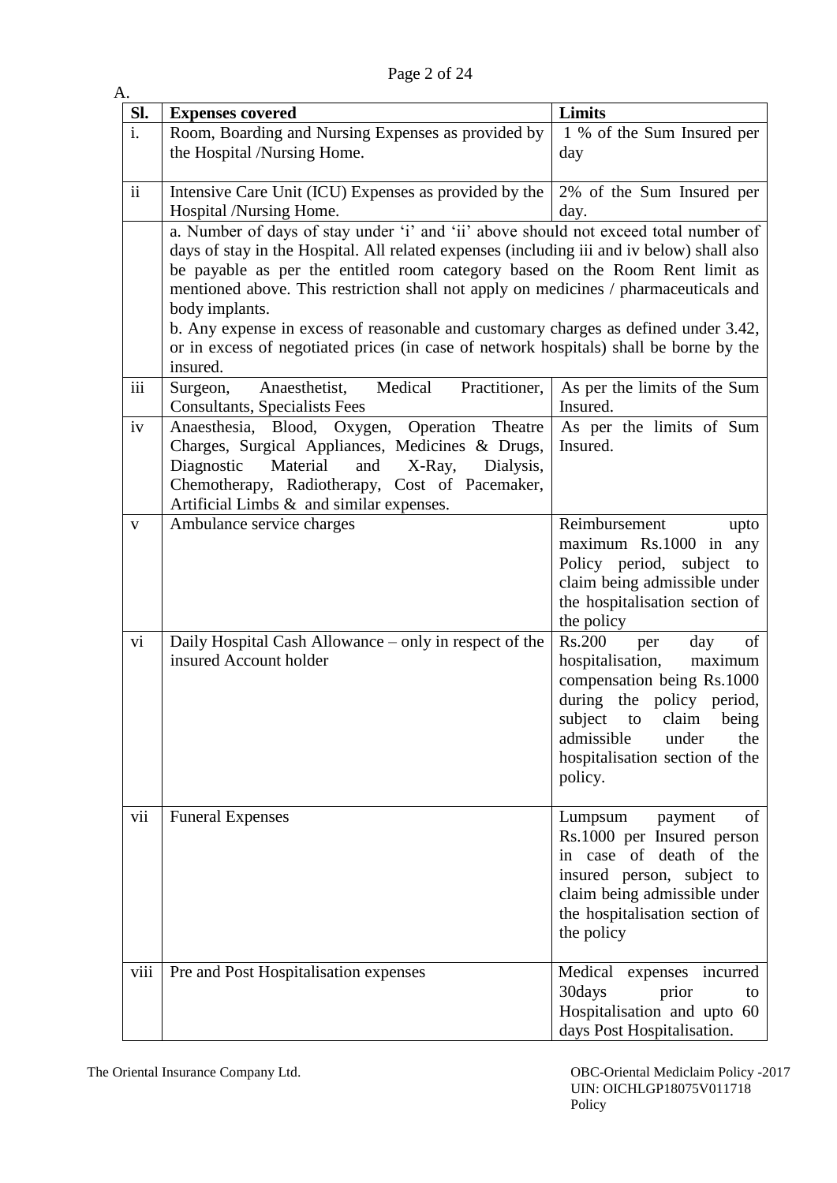A.

| Sl. | Expenses covered | Limits |
|---|---|---|
| i. | Room, Boarding and Nursing Expenses as provided by the Hospital /Nursing Home. | 1 % of the Sum Insured per day |
| ii | Intensive Care Unit (ICU) Expenses as provided by the Hospital /Nursing Home. | 2% of the Sum Insured per day. |
| | a. Number of days of stay under 'i' and 'ii' above should not exceed total number of days of stay in the Hospital. All related expenses (including iii and iv below) shall also be payable as per the entitled room category based on the Room Rent limit as mentioned above. This restriction shall not apply on medicines / pharmaceuticals and body implants.<br>b. Any expense in excess of reasonable and customary charges as defined under 3.42, or in excess of negotiated prices (in case of network hospitals) shall be borne by the insured. | |
| iii | Surgeon, Anaesthetist, Medical Practitioner, Consultants, Specialists Fees | As per the limits of the Sum Insured. |
| iv | Anaesthesia, Blood, Oxygen, Operation Theatre Charges, Surgical Appliances, Medicines & Drugs, Diagnostic Material and X-Ray, Dialysis, Chemotherapy, Radiotherapy, Cost of Pacemaker, Artificial Limbs & and similar expenses. | As per the limits of Sum Insured. |
| v | Ambulance service charges | Reimbursement upto maximum Rs.1000 in any Policy period, subject to claim being admissible under the hospitalisation section of the policy |
| vi | Daily Hospital Cash Allowance – only in respect of the insured Account holder | Rs.200 per day of hospitalisation, maximum compensation being Rs.1000 during the policy period, subject to claim being admissible under the hospitalisation section of the policy. |
| vii | Funeral Expenses | Lumpsum payment of Rs.1000 per Insured person in case of death of the insured person, subject to claim being admissible under the hospitalisation section of the policy |
| viii | Pre and Post Hospitalisation expenses | Medical expenses incurred 30days prior to Hospitalisation and upto 60 days Post Hospitalisation. |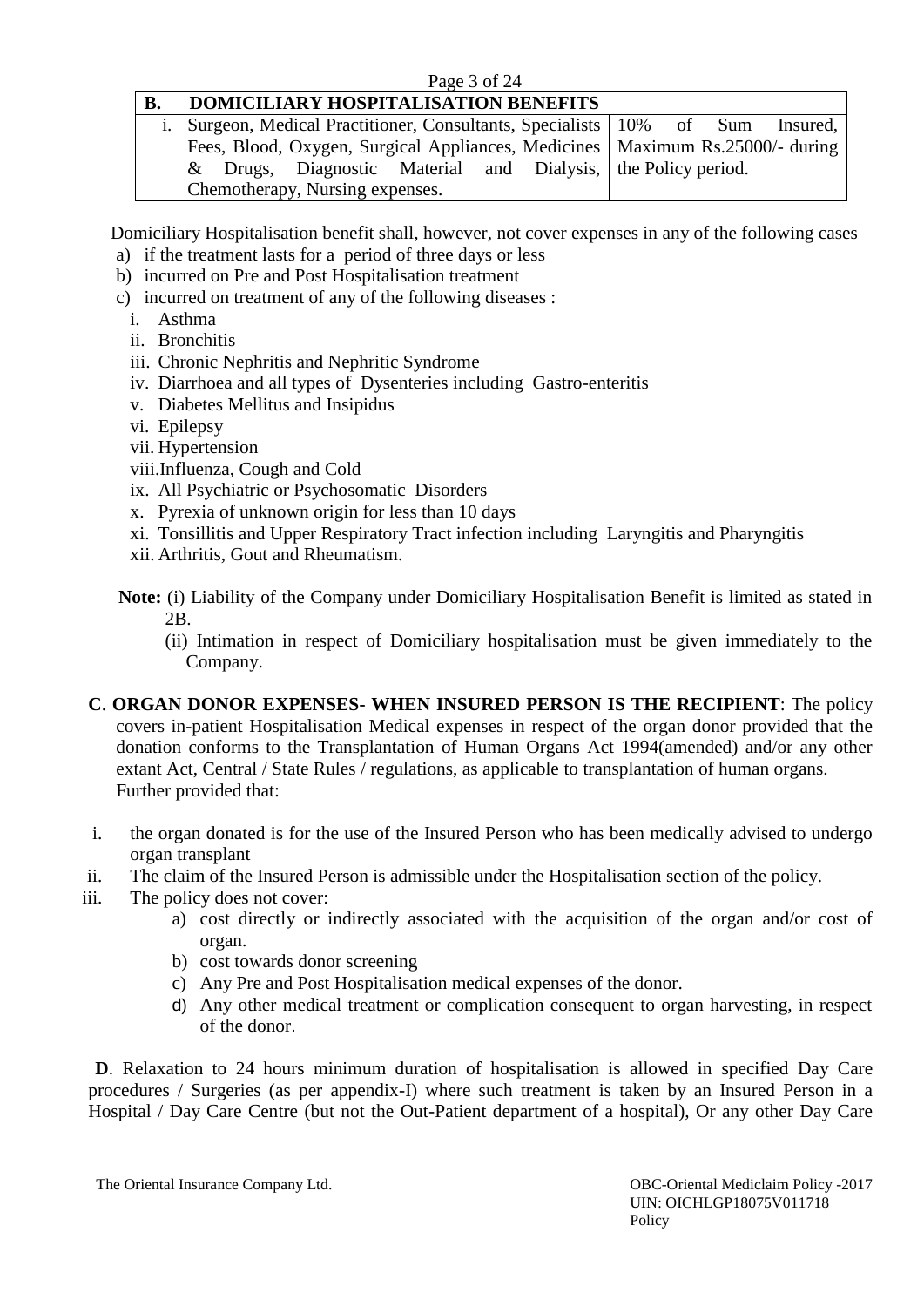| B. | DOMICILIARY HOSPITALISATION BENEFITS | |
|---|---|---|
| i. | Surgeon, Medical Practitioner, Consultants, Specialists Fees, Blood, Oxygen, Surgical Appliances, Medicines & Drugs, Diagnostic Material and Dialysis, Chemotherapy, Nursing expenses. | 10% of Sum Insured, Maximum Rs.25000/- during the Policy period. |

Domiciliary Hospitalisation benefit shall, however, not cover expenses in any of the following cases

a) if the treatment lasts for a period of three days or less
b) incurred on Pre and Post Hospitalisation treatment
c) incurred on treatment of any of the following diseases :
   i. Asthma
   ii. Bronchitis
   iii. Chronic Nephritis and Nephritic Syndrome
   iv. Diarrhoea and all types of Dysenteries including Gastro-enteritis
   v. Diabetes Mellitus and Insipidus
   vi. Epilepsy
   vii. Hypertension
   viii. Influenza, Cough and Cold
   ix. All Psychiatric or Psychosomatic Disorders
   x. Pyrexia of unknown origin for less than 10 days
   xi. Tonsillitis and Upper Respiratory Tract infection including Laryngitis and Pharyngitis
   xii. Arthritis, Gout and Rheumatism.

**Note:** (i) Liability of the Company under Domiciliary Hospitalisation Benefit is limited as stated in 2B.

(ii) Intimation in respect of Domiciliary hospitalisation must be given immediately to the Company.

**C**. **ORGAN DONOR EXPENSES- WHEN INSURED PERSON IS THE RECIPIENT**: The policy covers in-patient Hospitalisation Medical expenses in respect of the organ donor provided that the donation conforms to the Transplantation of Human Organs Act 1994(amended) and/or any other extant Act, Central / State Rules / regulations, as applicable to transplantation of human organs. Further provided that:

i. the organ donated is for the use of the Insured Person who has been medically advised to undergo organ transplant
ii. The claim of the Insured Person is admissible under the Hospitalisation section of the policy.
iii. The policy does not cover:
   a) cost directly or indirectly associated with the acquisition of the organ and/or cost of organ.
   b) cost towards donor screening
   c) Any Pre and Post Hospitalisation medical expenses of the donor.
   d) Any other medical treatment or complication consequent to organ harvesting, in respect of the donor.

**D**. Relaxation to 24 hours minimum duration of hospitalisation is allowed in specified Day Care procedures / Surgeries (as per appendix-I) where such treatment is taken by an Insured Person in a Hospital / Day Care Centre (but not the Out-Patient department of a hospital), Or any other Day Care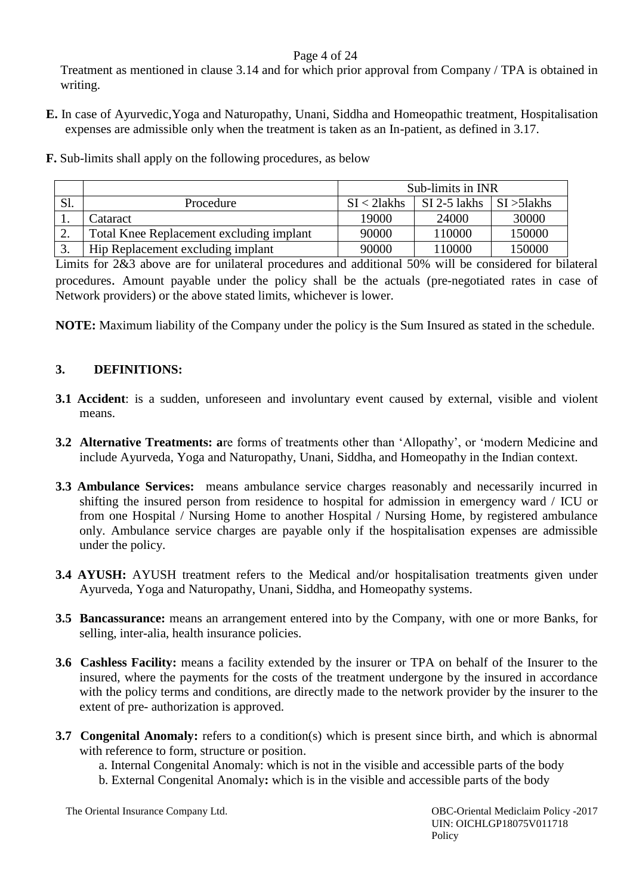Treatment as mentioned in clause 3.14 and for which prior approval from Company / TPA is obtained in writing.

**E.** In case of Ayurvedic,Yoga and Naturopathy, Unani, Siddha and Homeopathic treatment, Hospitalisation expenses are admissible only when the treatment is taken as an In-patient, as defined in 3.17.

**F.** Sub-limits shall apply on the following procedures, as below

| | | Sub-limits in INR | | |
|---|---|---|---|---|
| Sl. | Procedure | SI < 2lakhs | SI 2-5 lakhs | SI >5lakhs |
| 1. | Cataract | 19000 | 24000 | 30000 |
| 2. | Total Knee Replacement excluding implant | 90000 | 110000 | 150000 |
| 3. | Hip Replacement excluding implant | 90000 | 110000 | 150000 |

Limits for 2&3 above are for unilateral procedures and additional 50% will be considered for bilateral procedures. Amount payable under the policy shall be the actuals (pre-negotiated rates in case of Network providers) or the above stated limits, whichever is lower.

**NOTE:** Maximum liability of the Company under the policy is the Sum Insured as stated in the schedule.

## 3. DEFINITIONS:

**3.1 Accident**: is a sudden, unforeseen and involuntary event caused by external, visible and violent means.

**3.2 Alternative Treatments: a**re forms of treatments other than 'Allopathy', or 'modern Medicine and include Ayurveda, Yoga and Naturopathy, Unani, Siddha, and Homeopathy in the Indian context.

**3.3 Ambulance Services:** means ambulance service charges reasonably and necessarily incurred in shifting the insured person from residence to hospital for admission in emergency ward / ICU or from one Hospital / Nursing Home to another Hospital / Nursing Home, by registered ambulance only. Ambulance service charges are payable only if the hospitalisation expenses are admissible under the policy.

**3.4 AYUSH:** AYUSH treatment refers to the Medical and/or hospitalisation treatments given under Ayurveda, Yoga and Naturopathy, Unani, Siddha, and Homeopathy systems.

**3.5 Bancassurance:** means an arrangement entered into by the Company, with one or more Banks, for selling, inter-alia, health insurance policies.

**3.6 Cashless Facility:** means a facility extended by the insurer or TPA on behalf of the Insurer to the insured, where the payments for the costs of the treatment undergone by the insured in accordance with the policy terms and conditions, are directly made to the network provider by the insurer to the extent of pre- authorization is approved.

**3.7 Congenital Anomaly:** refers to a condition(s) which is present since birth, and which is abnormal with reference to form, structure or position.

a. Internal Congenital Anomaly: which is not in the visible and accessible parts of the body

b. External Congenital Anomaly**:** which is in the visible and accessible parts of the body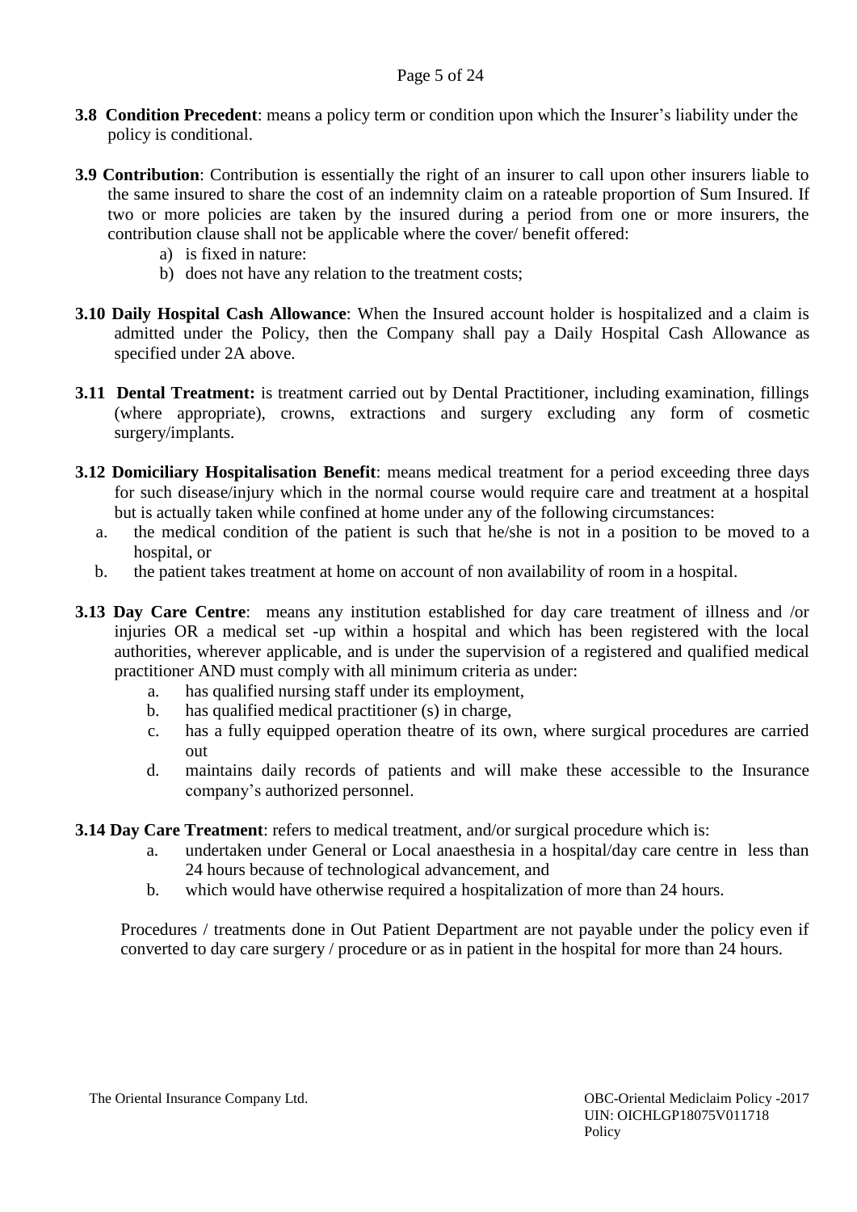**3.8 Condition Precedent**: means a policy term or condition upon which the Insurer's liability under the policy is conditional.

**3.9 Contribution**: Contribution is essentially the right of an insurer to call upon other insurers liable to the same insured to share the cost of an indemnity claim on a rateable proportion of Sum Insured. If two or more policies are taken by the insured during a period from one or more insurers, the contribution clause shall not be applicable where the cover/ benefit offered:

a) is fixed in nature:
b) does not have any relation to the treatment costs;

**3.10 Daily Hospital Cash Allowance**: When the Insured account holder is hospitalized and a claim is admitted under the Policy, then the Company shall pay a Daily Hospital Cash Allowance as specified under 2A above.

**3.11 Dental Treatment:** is treatment carried out by Dental Practitioner, including examination, fillings (where appropriate), crowns, extractions and surgery excluding any form of cosmetic surgery/implants.

**3.12 Domiciliary Hospitalisation Benefit**: means medical treatment for a period exceeding three days for such disease/injury which in the normal course would require care and treatment at a hospital but is actually taken while confined at home under any of the following circumstances:

a. the medical condition of the patient is such that he/she is not in a position to be moved to a hospital, or
b. the patient takes treatment at home on account of non availability of room in a hospital.

**3.13 Day Care Centre**: means any institution established for day care treatment of illness and /or injuries OR a medical set -up within a hospital and which has been registered with the local authorities, wherever applicable, and is under the supervision of a registered and qualified medical practitioner AND must comply with all minimum criteria as under:

a. has qualified nursing staff under its employment,
b. has qualified medical practitioner (s) in charge,
c. has a fully equipped operation theatre of its own, where surgical procedures are carried out
d. maintains daily records of patients and will make these accessible to the Insurance company's authorized personnel.

**3.14 Day Care Treatment**: refers to medical treatment, and/or surgical procedure which is:

a. undertaken under General or Local anaesthesia in a hospital/day care centre in less than 24 hours because of technological advancement, and
b. which would have otherwise required a hospitalization of more than 24 hours.

Procedures / treatments done in Out Patient Department are not payable under the policy even if converted to day care surgery / procedure or as in patient in the hospital for more than 24 hours.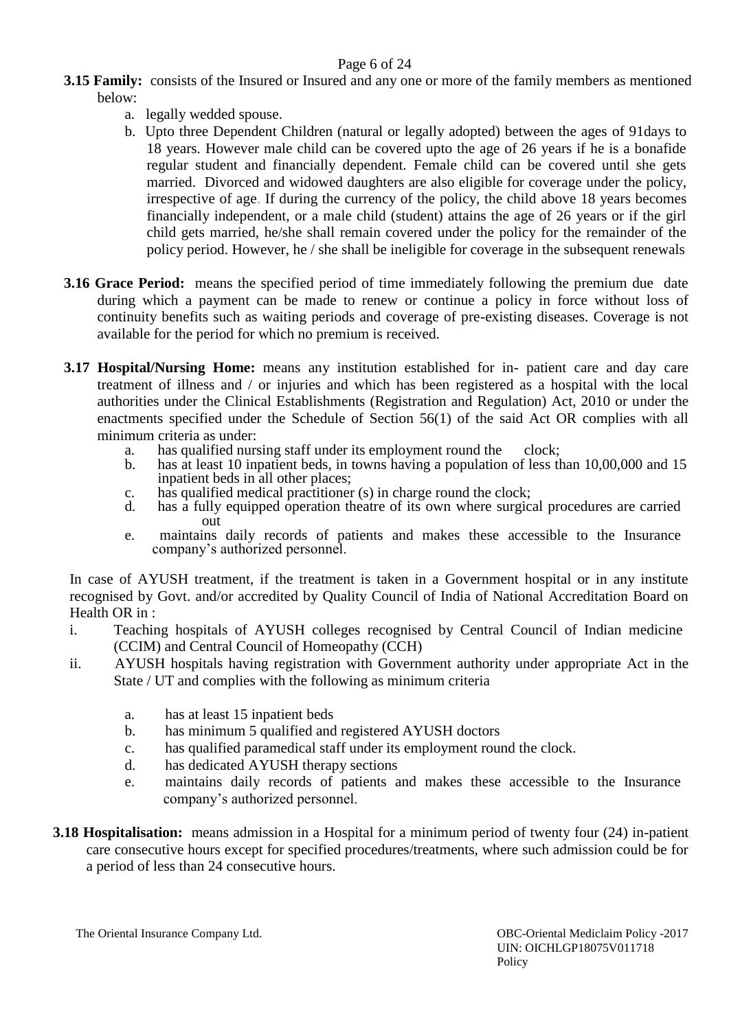**3.15 Family:** consists of the Insured or Insured and any one or more of the family members as mentioned below:

a. legally wedded spouse.
b. Upto three Dependent Children (natural or legally adopted) between the ages of 91days to 18 years. However male child can be covered upto the age of 26 years if he is a bonafide regular student and financially dependent. Female child can be covered until she gets married. Divorced and widowed daughters are also eligible for coverage under the policy, irrespective of age. If during the currency of the policy, the child above 18 years becomes financially independent, or a male child (student) attains the age of 26 years or if the girl child gets married, he/she shall remain covered under the policy for the remainder of the policy period. However, he / she shall be ineligible for coverage in the subsequent renewals

**3.16 Grace Period:** means the specified period of time immediately following the premium due date during which a payment can be made to renew or continue a policy in force without loss of continuity benefits such as waiting periods and coverage of pre-existing diseases. Coverage is not available for the period for which no premium is received.

**3.17 Hospital/Nursing Home:** means any institution established for in- patient care and day care treatment of illness and / or injuries and which has been registered as a hospital with the local authorities under the Clinical Establishments (Registration and Regulation) Act, 2010 or under the enactments specified under the Schedule of Section 56(1) of the said Act OR complies with all minimum criteria as under:

a. has qualified nursing staff under its employment round the clock;
b. has at least 10 inpatient beds, in towns having a population of less than 10,00,000 and 15 inpatient beds in all other places;
c. has qualified medical practitioner (s) in charge round the clock;
d. has a fully equipped operation theatre of its own where surgical procedures are carried out
e. maintains daily records of patients and makes these accessible to the Insurance company's authorized personnel.

In case of AYUSH treatment, if the treatment is taken in a Government hospital or in any institute recognised by Govt. and/or accredited by Quality Council of India of National Accreditation Board on Health OR in :

i. Teaching hospitals of AYUSH colleges recognised by Central Council of Indian medicine (CCIM) and Central Council of Homeopathy (CCH)
ii. AYUSH hospitals having registration with Government authority under appropriate Act in the State / UT and complies with the following as minimum criteria

   a. has at least 15 inpatient beds
   b. has minimum 5 qualified and registered AYUSH doctors
   c. has qualified paramedical staff under its employment round the clock.
   d. has dedicated AYUSH therapy sections
   e. maintains daily records of patients and makes these accessible to the Insurance company's authorized personnel.

**3.18 Hospitalisation:** means admission in a Hospital for a minimum period of twenty four (24) in-patient care consecutive hours except for specified procedures/treatments, where such admission could be for a period of less than 24 consecutive hours.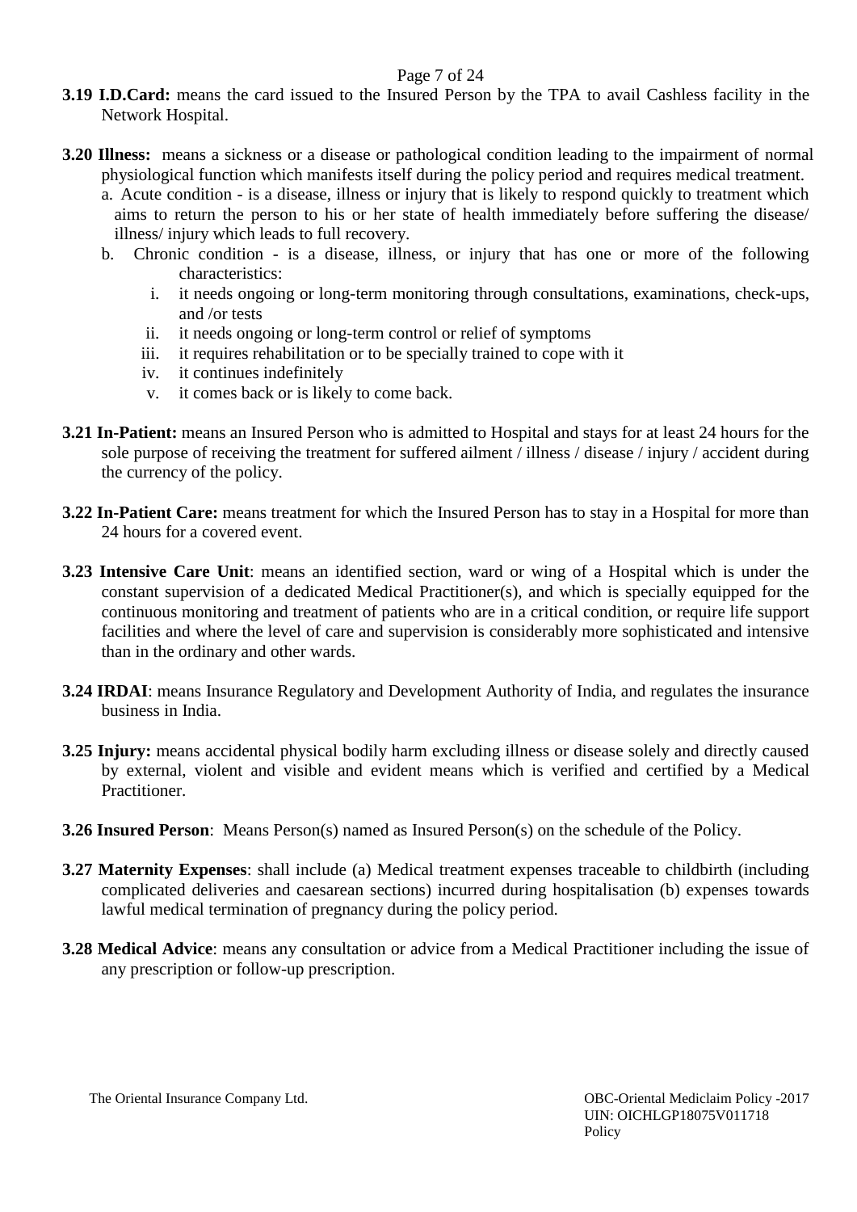**3.19 I.D.Card:** means the card issued to the Insured Person by the TPA to avail Cashless facility in the Network Hospital.

**3.20 Illness:** means a sickness or a disease or pathological condition leading to the impairment of normal physiological function which manifests itself during the policy period and requires medical treatment.

a. Acute condition - is a disease, illness or injury that is likely to respond quickly to treatment which aims to return the person to his or her state of health immediately before suffering the disease/ illness/ injury which leads to full recovery.

b. Chronic condition - is a disease, illness, or injury that has one or more of the following characteristics:

   i. it needs ongoing or long-term monitoring through consultations, examinations, check-ups, and /or tests
   ii. it needs ongoing or long-term control or relief of symptoms
   iii. it requires rehabilitation or to be specially trained to cope with it
   iv. it continues indefinitely
   v. it comes back or is likely to come back.

**3.21 In-Patient:** means an Insured Person who is admitted to Hospital and stays for at least 24 hours for the sole purpose of receiving the treatment for suffered ailment / illness / disease / injury / accident during the currency of the policy.

**3.22 In-Patient Care:** means treatment for which the Insured Person has to stay in a Hospital for more than 24 hours for a covered event.

**3.23 Intensive Care Unit**: means an identified section, ward or wing of a Hospital which is under the constant supervision of a dedicated Medical Practitioner(s), and which is specially equipped for the continuous monitoring and treatment of patients who are in a critical condition, or require life support facilities and where the level of care and supervision is considerably more sophisticated and intensive than in the ordinary and other wards.

**3.24 IRDAI**: means Insurance Regulatory and Development Authority of India, and regulates the insurance business in India.

**3.25 Injury:** means accidental physical bodily harm excluding illness or disease solely and directly caused by external, violent and visible and evident means which is verified and certified by a Medical Practitioner.

**3.26 Insured Person**: Means Person(s) named as Insured Person(s) on the schedule of the Policy.

**3.27 Maternity Expenses**: shall include (a) Medical treatment expenses traceable to childbirth (including complicated deliveries and caesarean sections) incurred during hospitalisation (b) expenses towards lawful medical termination of pregnancy during the policy period.

**3.28 Medical Advice**: means any consultation or advice from a Medical Practitioner including the issue of any prescription or follow-up prescription.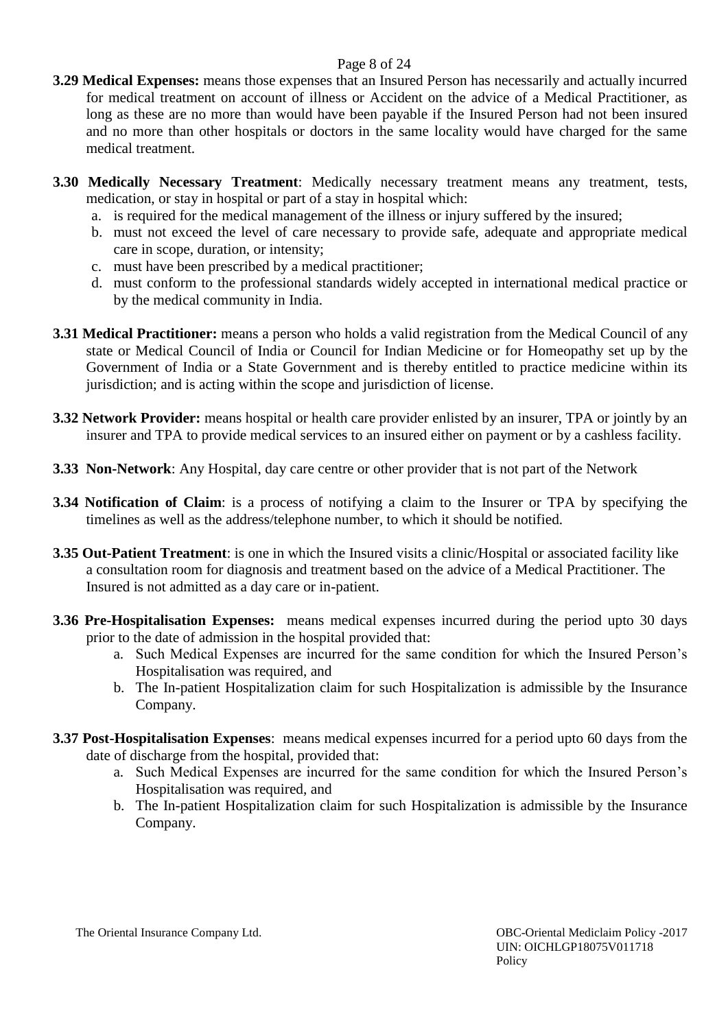**3.29 Medical Expenses:** means those expenses that an Insured Person has necessarily and actually incurred for medical treatment on account of illness or Accident on the advice of a Medical Practitioner, as long as these are no more than would have been payable if the Insured Person had not been insured and no more than other hospitals or doctors in the same locality would have charged for the same medical treatment.

**3.30 Medically Necessary Treatment**: Medically necessary treatment means any treatment, tests, medication, or stay in hospital or part of a stay in hospital which:

a. is required for the medical management of the illness or injury suffered by the insured;
b. must not exceed the level of care necessary to provide safe, adequate and appropriate medical care in scope, duration, or intensity;
c. must have been prescribed by a medical practitioner;
d. must conform to the professional standards widely accepted in international medical practice or by the medical community in India.

**3.31 Medical Practitioner:** means a person who holds a valid registration from the Medical Council of any state or Medical Council of India or Council for Indian Medicine or for Homeopathy set up by the Government of India or a State Government and is thereby entitled to practice medicine within its jurisdiction; and is acting within the scope and jurisdiction of license.

**3.32 Network Provider:** means hospital or health care provider enlisted by an insurer, TPA or jointly by an insurer and TPA to provide medical services to an insured either on payment or by a cashless facility.

**3.33 Non-Network**: Any Hospital, day care centre or other provider that is not part of the Network

**3.34 Notification of Claim**: is a process of notifying a claim to the Insurer or TPA by specifying the timelines as well as the address/telephone number, to which it should be notified.

**3.35 Out-Patient Treatment**: is one in which the Insured visits a clinic/Hospital or associated facility like a consultation room for diagnosis and treatment based on the advice of a Medical Practitioner. The Insured is not admitted as a day care or in-patient.

**3.36 Pre-Hospitalisation Expenses:** means medical expenses incurred during the period upto 30 days prior to the date of admission in the hospital provided that:

a. Such Medical Expenses are incurred for the same condition for which the Insured Person's Hospitalisation was required, and
b. The In-patient Hospitalization claim for such Hospitalization is admissible by the Insurance Company.

**3.37 Post-Hospitalisation Expenses**: means medical expenses incurred for a period upto 60 days from the date of discharge from the hospital, provided that:

a. Such Medical Expenses are incurred for the same condition for which the Insured Person's Hospitalisation was required, and
b. The In-patient Hospitalization claim for such Hospitalization is admissible by the Insurance Company.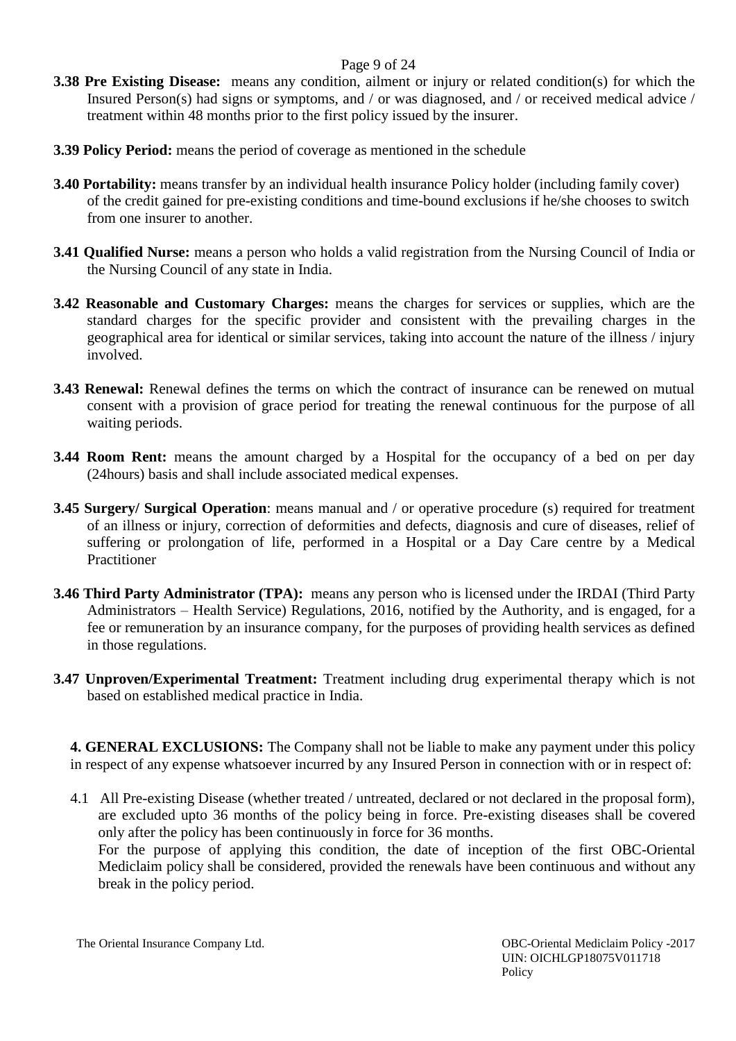**3.38 Pre Existing Disease:** means any condition, ailment or injury or related condition(s) for which the Insured Person(s) had signs or symptoms, and / or was diagnosed, and / or received medical advice / treatment within 48 months prior to the first policy issued by the insurer.

**3.39 Policy Period:** means the period of coverage as mentioned in the schedule

**3.40 Portability:** means transfer by an individual health insurance Policy holder (including family cover) of the credit gained for pre-existing conditions and time-bound exclusions if he/she chooses to switch from one insurer to another.

**3.41 Qualified Nurse:** means a person who holds a valid registration from the Nursing Council of India or the Nursing Council of any state in India.

**3.42 Reasonable and Customary Charges:** means the charges for services or supplies, which are the standard charges for the specific provider and consistent with the prevailing charges in the geographical area for identical or similar services, taking into account the nature of the illness / injury involved.

**3.43 Renewal:** Renewal defines the terms on which the contract of insurance can be renewed on mutual consent with a provision of grace period for treating the renewal continuous for the purpose of all waiting periods.

**3.44 Room Rent:** means the amount charged by a Hospital for the occupancy of a bed on per day (24hours) basis and shall include associated medical expenses.

**3.45 Surgery/ Surgical Operation**: means manual and / or operative procedure (s) required for treatment of an illness or injury, correction of deformities and defects, diagnosis and cure of diseases, relief of suffering or prolongation of life, performed in a Hospital or a Day Care centre by a Medical Practitioner

**3.46 Third Party Administrator (TPA):** means any person who is licensed under the IRDAI (Third Party Administrators – Health Service) Regulations, 2016, notified by the Authority, and is engaged, for a fee or remuneration by an insurance company, for the purposes of providing health services as defined in those regulations.

**3.47 Unproven/Experimental Treatment:** Treatment including drug experimental therapy which is not based on established medical practice in India.

**4. GENERAL EXCLUSIONS:** The Company shall not be liable to make any payment under this policy in respect of any expense whatsoever incurred by any Insured Person in connection with or in respect of:

4.1 All Pre-existing Disease (whether treated / untreated, declared or not declared in the proposal form), are excluded upto 36 months of the policy being in force. Pre-existing diseases shall be covered only after the policy has been continuously in force for 36 months.
For the purpose of applying this condition, the date of inception of the first OBC-Oriental Mediclaim policy shall be considered, provided the renewals have been continuous and without any break in the policy period.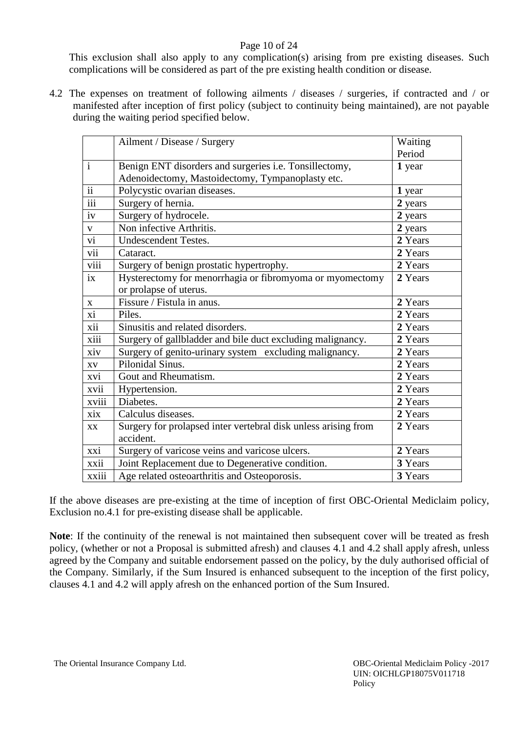This exclusion shall also apply to any complication(s) arising from pre existing diseases. Such complications will be considered as part of the pre existing health condition or disease.

4.2 The expenses on treatment of following ailments / diseases / surgeries, if contracted and / or manifested after inception of first policy (subject to continuity being maintained), are not payable during the waiting period specified below.

| | Ailment / Disease / Surgery | Waiting Period |
|---|---|---|
| i | Benign ENT disorders and surgeries i.e. Tonsillectomy, Adenoidectomy, Mastoidectomy, Tympanoplasty etc. | **1** year |
| ii | Polycystic ovarian diseases. | **1** year |
| iii | Surgery of hernia. | **2** years |
| iv | Surgery of hydrocele. | **2** years |
| v | Non infective Arthritis. | **2** years |
| vi | Undescendent Testes. | **2** Years |
| vii | Cataract. | **2** Years |
| viii | Surgery of benign prostatic hypertrophy. | **2** Years |
| ix | Hysterectomy for menorrhagia or fibromyoma or myomectomy or prolapse of uterus. | **2** Years |
| x | Fissure / Fistula in anus. | **2** Years |
| xi | Piles. | **2** Years |
| xii | Sinusitis and related disorders. | **2** Years |
| xiii | Surgery of gallbladder and bile duct excluding malignancy. | **2** Years |
| xiv | Surgery of genito-urinary system excluding malignancy. | **2** Years |
| xv | Pilonidal Sinus. | **2** Years |
| xvi | Gout and Rheumatism. | **2** Years |
| xvii | Hypertension. | **2** Years |
| xviii | Diabetes. | **2** Years |
| xix | Calculus diseases. | **2** Years |
| xx | Surgery for prolapsed inter vertebral disk unless arising from accident. | **2** Years |
| xxi | Surgery of varicose veins and varicose ulcers. | **2** Years |
| xxii | Joint Replacement due to Degenerative condition. | **3** Years |
| xxiii | Age related osteoarthritis and Osteoporosis. | **3** Years |

If the above diseases are pre-existing at the time of inception of first OBC-Oriental Mediclaim policy, Exclusion no.4.1 for pre-existing disease shall be applicable.

**Note**: If the continuity of the renewal is not maintained then subsequent cover will be treated as fresh policy, (whether or not a Proposal is submitted afresh) and clauses 4.1 and 4.2 shall apply afresh, unless agreed by the Company and suitable endorsement passed on the policy, by the duly authorised official of the Company. Similarly, if the Sum Insured is enhanced subsequent to the inception of the first policy, clauses 4.1 and 4.2 will apply afresh on the enhanced portion of the Sum Insured.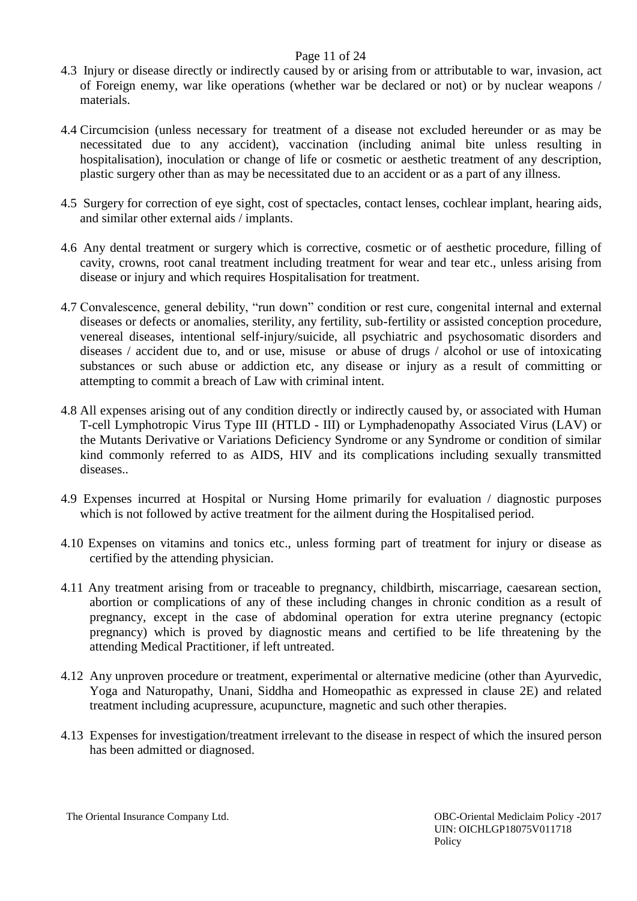4.3 Injury or disease directly or indirectly caused by or arising from or attributable to war, invasion, act of Foreign enemy, war like operations (whether war be declared or not) or by nuclear weapons / materials.

4.4 Circumcision (unless necessary for treatment of a disease not excluded hereunder or as may be necessitated due to any accident), vaccination (including animal bite unless resulting in hospitalisation), inoculation or change of life or cosmetic or aesthetic treatment of any description, plastic surgery other than as may be necessitated due to an accident or as a part of any illness.

4.5 Surgery for correction of eye sight, cost of spectacles, contact lenses, cochlear implant, hearing aids, and similar other external aids / implants.

4.6 Any dental treatment or surgery which is corrective, cosmetic or of aesthetic procedure, filling of cavity, crowns, root canal treatment including treatment for wear and tear etc., unless arising from disease or injury and which requires Hospitalisation for treatment.

4.7 Convalescence, general debility, "run down" condition or rest cure, congenital internal and external diseases or defects or anomalies, sterility, any fertility, sub-fertility or assisted conception procedure, venereal diseases, intentional self-injury/suicide, all psychiatric and psychosomatic disorders and diseases / accident due to, and or use, misuse or abuse of drugs / alcohol or use of intoxicating substances or such abuse or addiction etc, any disease or injury as a result of committing or attempting to commit a breach of Law with criminal intent.

4.8 All expenses arising out of any condition directly or indirectly caused by, or associated with Human T-cell Lymphotropic Virus Type III (HTLD - III) or Lymphadenopathy Associated Virus (LAV) or the Mutants Derivative or Variations Deficiency Syndrome or any Syndrome or condition of similar kind commonly referred to as AIDS, HIV and its complications including sexually transmitted diseases..

4.9 Expenses incurred at Hospital or Nursing Home primarily for evaluation / diagnostic purposes which is not followed by active treatment for the ailment during the Hospitalised period.

4.10 Expenses on vitamins and tonics etc., unless forming part of treatment for injury or disease as certified by the attending physician.

4.11 Any treatment arising from or traceable to pregnancy, childbirth, miscarriage, caesarean section, abortion or complications of any of these including changes in chronic condition as a result of pregnancy, except in the case of abdominal operation for extra uterine pregnancy (ectopic pregnancy) which is proved by diagnostic means and certified to be life threatening by the attending Medical Practitioner, if left untreated.

4.12 Any unproven procedure or treatment, experimental or alternative medicine (other than Ayurvedic, Yoga and Naturopathy, Unani, Siddha and Homeopathic as expressed in clause 2E) and related treatment including acupressure, acupuncture, magnetic and such other therapies.

4.13 Expenses for investigation/treatment irrelevant to the disease in respect of which the insured person has been admitted or diagnosed.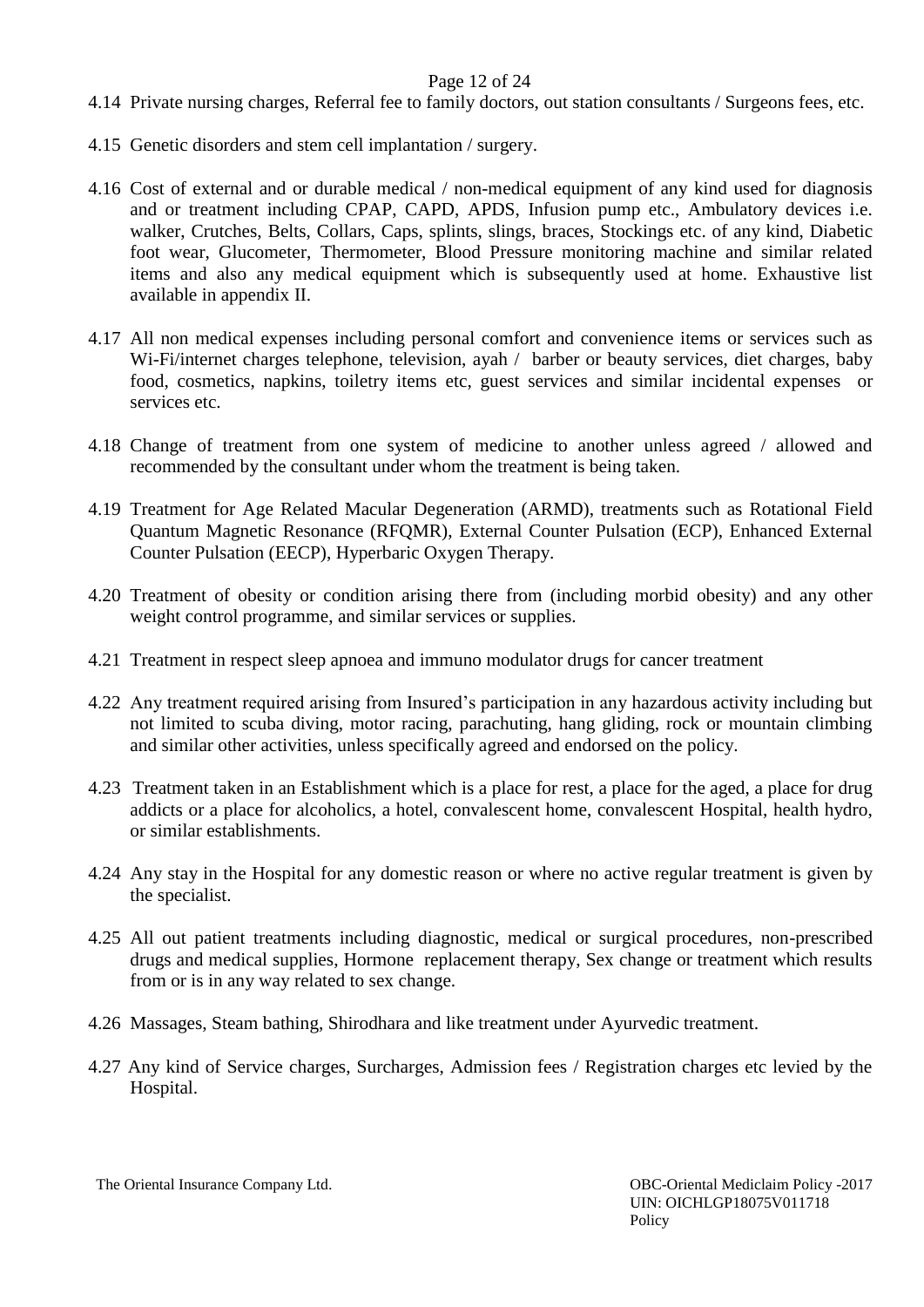4.14 Private nursing charges, Referral fee to family doctors, out station consultants / Surgeons fees, etc.

4.15 Genetic disorders and stem cell implantation / surgery.

4.16 Cost of external and or durable medical / non-medical equipment of any kind used for diagnosis and or treatment including CPAP, CAPD, APDS, Infusion pump etc., Ambulatory devices i.e. walker, Crutches, Belts, Collars, Caps, splints, slings, braces, Stockings etc. of any kind, Diabetic foot wear, Glucometer, Thermometer, Blood Pressure monitoring machine and similar related items and also any medical equipment which is subsequently used at home. Exhaustive list available in appendix II.

4.17 All non medical expenses including personal comfort and convenience items or services such as Wi-Fi/internet charges telephone, television, ayah / barber or beauty services, diet charges, baby food, cosmetics, napkins, toiletry items etc, guest services and similar incidental expenses or services etc.

4.18 Change of treatment from one system of medicine to another unless agreed / allowed and recommended by the consultant under whom the treatment is being taken.

4.19 Treatment for Age Related Macular Degeneration (ARMD), treatments such as Rotational Field Quantum Magnetic Resonance (RFQMR), External Counter Pulsation (ECP), Enhanced External Counter Pulsation (EECP), Hyperbaric Oxygen Therapy.

4.20 Treatment of obesity or condition arising there from (including morbid obesity) and any other weight control programme, and similar services or supplies.

4.21 Treatment in respect sleep apnoea and immuno modulator drugs for cancer treatment

4.22 Any treatment required arising from Insured's participation in any hazardous activity including but not limited to scuba diving, motor racing, parachuting, hang gliding, rock or mountain climbing and similar other activities, unless specifically agreed and endorsed on the policy.

4.23 Treatment taken in an Establishment which is a place for rest, a place for the aged, a place for drug addicts or a place for alcoholics, a hotel, convalescent home, convalescent Hospital, health hydro, or similar establishments.

4.24 Any stay in the Hospital for any domestic reason or where no active regular treatment is given by the specialist.

4.25 All out patient treatments including diagnostic, medical or surgical procedures, non-prescribed drugs and medical supplies, Hormone replacement therapy, Sex change or treatment which results from or is in any way related to sex change.

4.26 Massages, Steam bathing, Shirodhara and like treatment under Ayurvedic treatment.

4.27 Any kind of Service charges, Surcharges, Admission fees / Registration charges etc levied by the Hospital.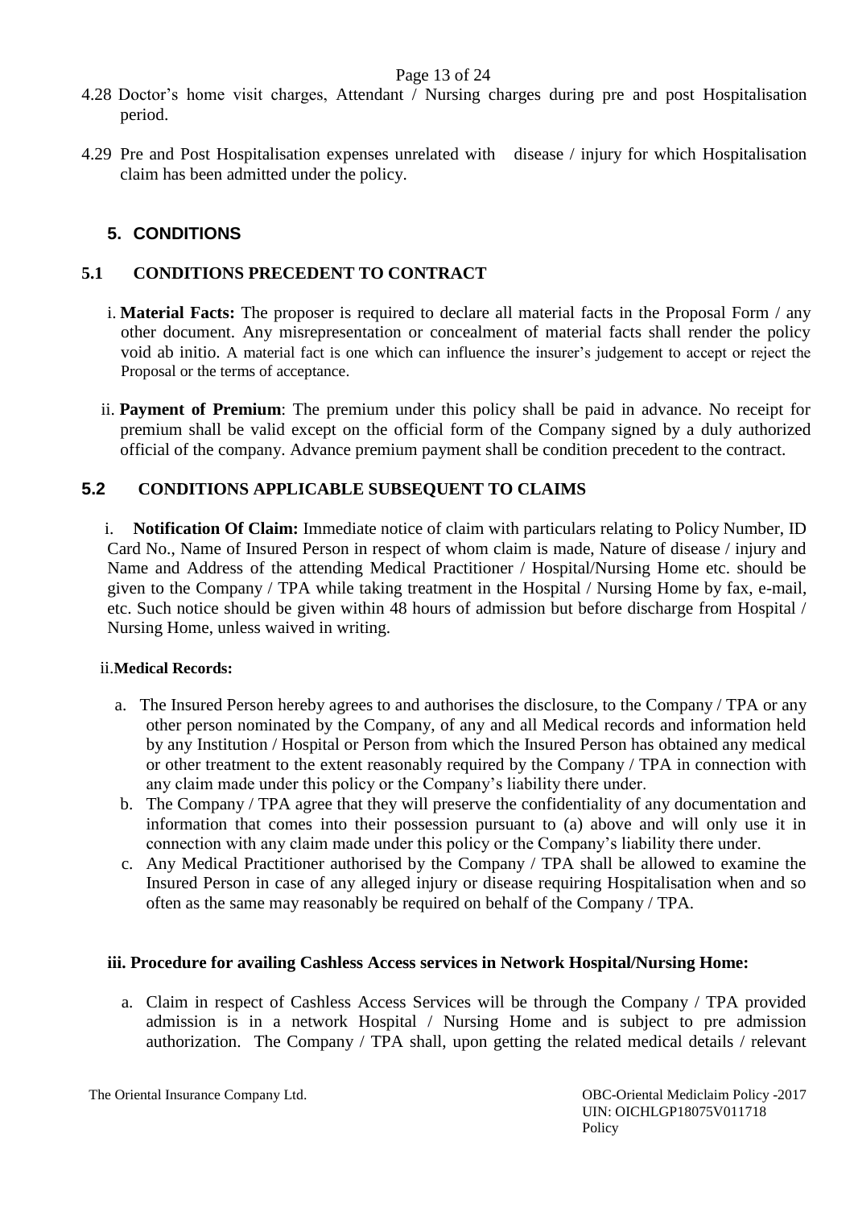4.28 Doctor's home visit charges, Attendant / Nursing charges during pre and post Hospitalisation period.

4.29 Pre and Post Hospitalisation expenses unrelated with disease / injury for which Hospitalisation claim has been admitted under the policy.

## 5. CONDITIONS

### 5.1 CONDITIONS PRECEDENT TO CONTRACT

i. **Material Facts:** The proposer is required to declare all material facts in the Proposal Form / any other document. Any misrepresentation or concealment of material facts shall render the policy void ab initio. A material fact is one which can influence the insurer's judgement to accept or reject the Proposal or the terms of acceptance.

ii. **Payment of Premium**: The premium under this policy shall be paid in advance. No receipt for premium shall be valid except on the official form of the Company signed by a duly authorized official of the company. Advance premium payment shall be condition precedent to the contract.

### 5.2 CONDITIONS APPLICABLE SUBSEQUENT TO CLAIMS

i. **Notification Of Claim:** Immediate notice of claim with particulars relating to Policy Number, ID Card No., Name of Insured Person in respect of whom claim is made, Nature of disease / injury and Name and Address of the attending Medical Practitioner / Hospital/Nursing Home etc. should be given to the Company / TPA while taking treatment in the Hospital / Nursing Home by fax, e-mail, etc. Such notice should be given within 48 hours of admission but before discharge from Hospital / Nursing Home, unless waived in writing.

ii. **Medical Records:**

a. The Insured Person hereby agrees to and authorises the disclosure, to the Company / TPA or any other person nominated by the Company, of any and all Medical records and information held by any Institution / Hospital or Person from which the Insured Person has obtained any medical or other treatment to the extent reasonably required by the Company / TPA in connection with any claim made under this policy or the Company's liability there under.

b. The Company / TPA agree that they will preserve the confidentiality of any documentation and information that comes into their possession pursuant to (a) above and will only use it in connection with any claim made under this policy or the Company's liability there under.

c. Any Medical Practitioner authorised by the Company / TPA shall be allowed to examine the Insured Person in case of any alleged injury or disease requiring Hospitalisation when and so often as the same may reasonably be required on behalf of the Company / TPA.

**iii. Procedure for availing Cashless Access services in Network Hospital/Nursing Home:**

a. Claim in respect of Cashless Access Services will be through the Company / TPA provided admission is in a network Hospital / Nursing Home and is subject to pre admission authorization. The Company / TPA shall, upon getting the related medical details / relevant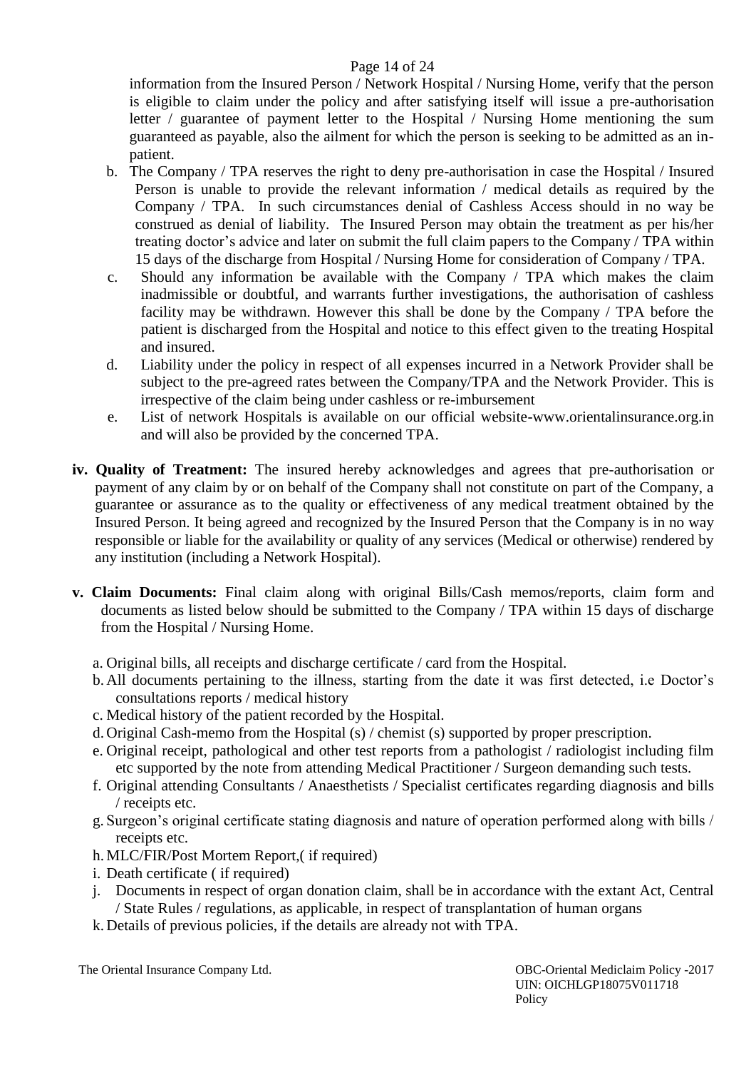information from the Insured Person / Network Hospital / Nursing Home, verify that the person is eligible to claim under the policy and after satisfying itself will issue a pre-authorisation letter / guarantee of payment letter to the Hospital / Nursing Home mentioning the sum guaranteed as payable, also the ailment for which the person is seeking to be admitted as an in-patient.

b. The Company / TPA reserves the right to deny pre-authorisation in case the Hospital / Insured Person is unable to provide the relevant information / medical details as required by the Company / TPA. In such circumstances denial of Cashless Access should in no way be construed as denial of liability. The Insured Person may obtain the treatment as per his/her treating doctor's advice and later on submit the full claim papers to the Company / TPA within 15 days of the discharge from Hospital / Nursing Home for consideration of Company / TPA.

c. Should any information be available with the Company / TPA which makes the claim inadmissible or doubtful, and warrants further investigations, the authorisation of cashless facility may be withdrawn. However this shall be done by the Company / TPA before the patient is discharged from the Hospital and notice to this effect given to the treating Hospital and insured.

d. Liability under the policy in respect of all expenses incurred in a Network Provider shall be subject to the pre-agreed rates between the Company/TPA and the Network Provider. This is irrespective of the claim being under cashless or re-imbursement

e. List of network Hospitals is available on our official website-www.orientalinsurance.org.in and will also be provided by the concerned TPA.

**iv. Quality of Treatment:** The insured hereby acknowledges and agrees that pre-authorisation or payment of any claim by or on behalf of the Company shall not constitute on part of the Company, a guarantee or assurance as to the quality or effectiveness of any medical treatment obtained by the Insured Person. It being agreed and recognized by the Insured Person that the Company is in no way responsible or liable for the availability or quality of any services (Medical or otherwise) rendered by any institution (including a Network Hospital).

**v. Claim Documents:** Final claim along with original Bills/Cash memos/reports, claim form and documents as listed below should be submitted to the Company / TPA within 15 days of discharge from the Hospital / Nursing Home.

a. Original bills, all receipts and discharge certificate / card from the Hospital.

b. All documents pertaining to the illness, starting from the date it was first detected, i.e Doctor's consultations reports / medical history

c. Medical history of the patient recorded by the Hospital.

d. Original Cash-memo from the Hospital (s) / chemist (s) supported by proper prescription.

e. Original receipt, pathological and other test reports from a pathologist / radiologist including film etc supported by the note from attending Medical Practitioner / Surgeon demanding such tests.

f. Original attending Consultants / Anaesthetists / Specialist certificates regarding diagnosis and bills / receipts etc.

g. Surgeon's original certificate stating diagnosis and nature of operation performed along with bills / receipts etc.

h. MLC/FIR/Post Mortem Report,( if required)

i. Death certificate ( if required)

j. Documents in respect of organ donation claim, shall be in accordance with the extant Act, Central / State Rules / regulations, as applicable, in respect of transplantation of human organs

k. Details of previous policies, if the details are already not with TPA.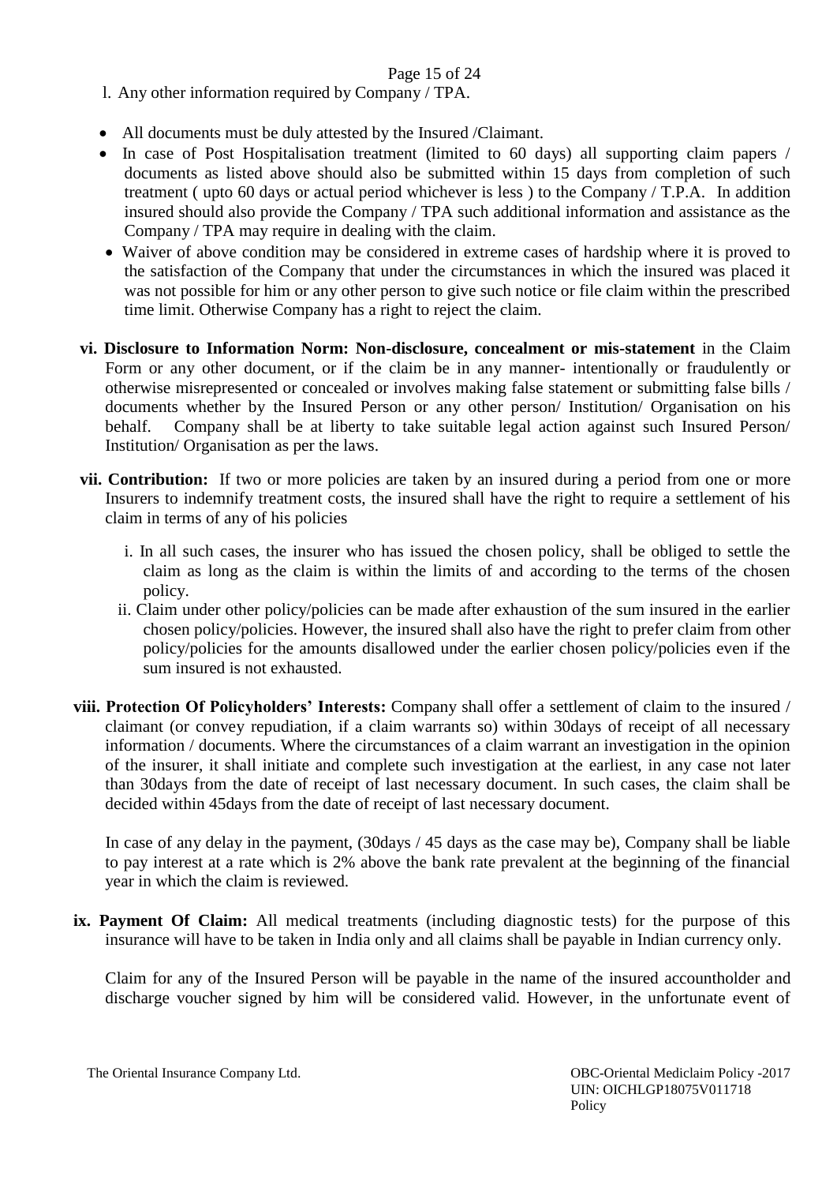l. Any other information required by Company / TPA.

- All documents must be duly attested by the Insured /Claimant.
- In case of Post Hospitalisation treatment (limited to 60 days) all supporting claim papers / documents as listed above should also be submitted within 15 days from completion of such treatment ( upto 60 days or actual period whichever is less ) to the Company / T.P.A. In addition insured should also provide the Company / TPA such additional information and assistance as the Company / TPA may require in dealing with the claim.
- Waiver of above condition may be considered in extreme cases of hardship where it is proved to the satisfaction of the Company that under the circumstances in which the insured was placed it was not possible for him or any other person to give such notice or file claim within the prescribed time limit. Otherwise Company has a right to reject the claim.

**vi. Disclosure to Information Norm: Non-disclosure, concealment or mis-statement** in the Claim Form or any other document, or if the claim be in any manner- intentionally or fraudulently or otherwise misrepresented or concealed or involves making false statement or submitting false bills / documents whether by the Insured Person or any other person/ Institution/ Organisation on his behalf. Company shall be at liberty to take suitable legal action against such Insured Person/ Institution/ Organisation as per the laws.

**vii. Contribution:** If two or more policies are taken by an insured during a period from one or more Insurers to indemnify treatment costs, the insured shall have the right to require a settlement of his claim in terms of any of his policies

i. In all such cases, the insurer who has issued the chosen policy, shall be obliged to settle the claim as long as the claim is within the limits of and according to the terms of the chosen policy.

ii. Claim under other policy/policies can be made after exhaustion of the sum insured in the earlier chosen policy/policies. However, the insured shall also have the right to prefer claim from other policy/policies for the amounts disallowed under the earlier chosen policy/policies even if the sum insured is not exhausted.

**viii. Protection Of Policyholders' Interests:** Company shall offer a settlement of claim to the insured / claimant (or convey repudiation, if a claim warrants so) within 30days of receipt of all necessary information / documents. Where the circumstances of a claim warrant an investigation in the opinion of the insurer, it shall initiate and complete such investigation at the earliest, in any case not later than 30days from the date of receipt of last necessary document. In such cases, the claim shall be decided within 45days from the date of receipt of last necessary document.

In case of any delay in the payment, (30days / 45 days as the case may be), Company shall be liable to pay interest at a rate which is 2% above the bank rate prevalent at the beginning of the financial year in which the claim is reviewed.

**ix. Payment Of Claim:** All medical treatments (including diagnostic tests) for the purpose of this insurance will have to be taken in India only and all claims shall be payable in Indian currency only.

Claim for any of the Insured Person will be payable in the name of the insured accountholder and discharge voucher signed by him will be considered valid. However, in the unfortunate event of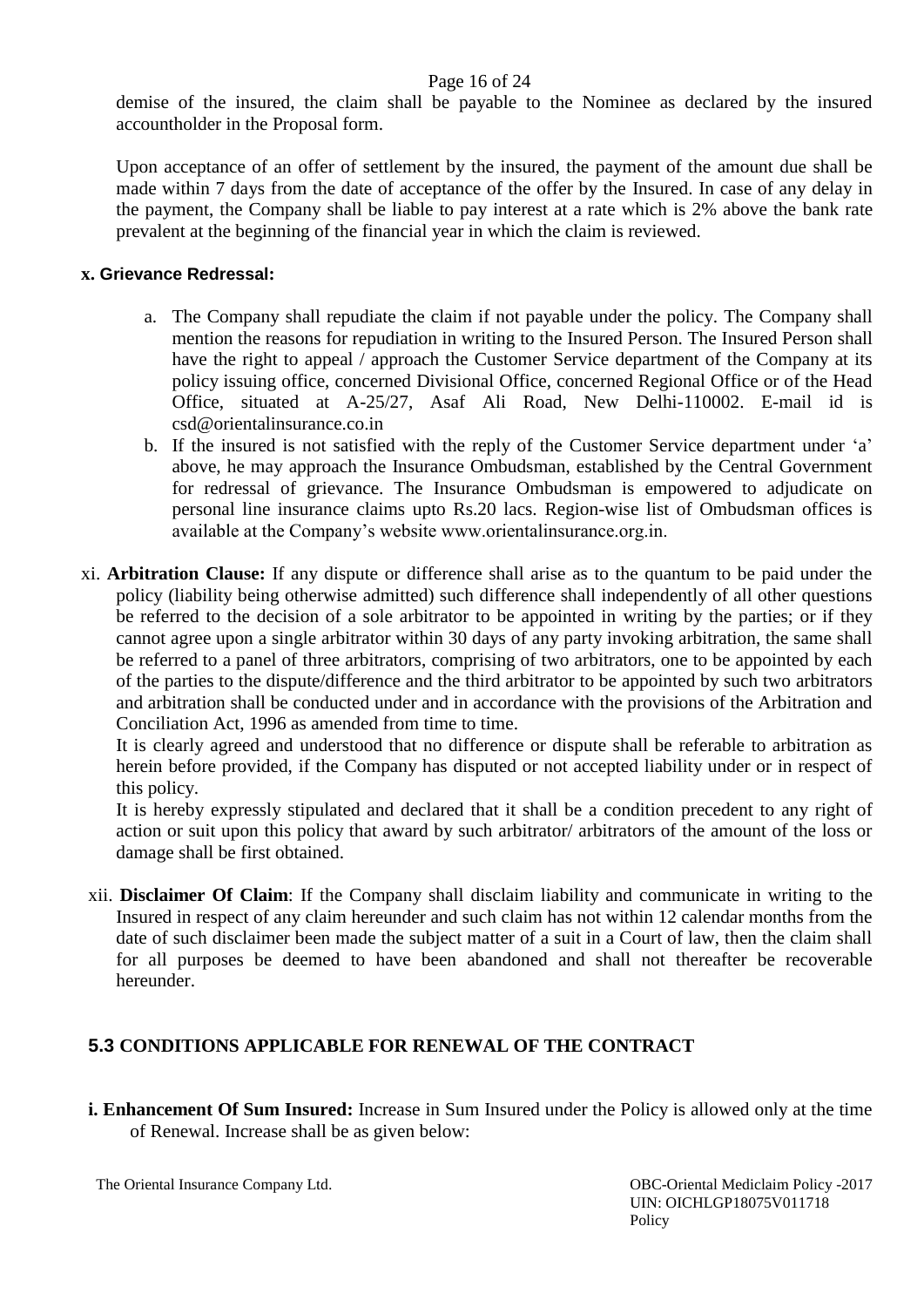demise of the insured, the claim shall be payable to the Nominee as declared by the insured accountholder in the Proposal form.

Upon acceptance of an offer of settlement by the insured, the payment of the amount due shall be made within 7 days from the date of acceptance of the offer by the Insured. In case of any delay in the payment, the Company shall be liable to pay interest at a rate which is 2% above the bank rate prevalent at the beginning of the financial year in which the claim is reviewed.

**x. Grievance Redressal:**

a. The Company shall repudiate the claim if not payable under the policy. The Company shall mention the reasons for repudiation in writing to the Insured Person. The Insured Person shall have the right to appeal / approach the Customer Service department of the Company at its policy issuing office, concerned Divisional Office, concerned Regional Office or of the Head Office, situated at A-25/27, Asaf Ali Road, New Delhi-110002. E-mail id is csd@orientalinsurance.co.in

b. If the insured is not satisfied with the reply of the Customer Service department under 'a' above, he may approach the Insurance Ombudsman, established by the Central Government for redressal of grievance. The Insurance Ombudsman is empowered to adjudicate on personal line insurance claims upto Rs.20 lacs. Region-wise list of Ombudsman offices is available at the Company's website www.orientalinsurance.org.in.

xi. **Arbitration Clause:** If any dispute or difference shall arise as to the quantum to be paid under the policy (liability being otherwise admitted) such difference shall independently of all other questions be referred to the decision of a sole arbitrator to be appointed in writing by the parties; or if they cannot agree upon a single arbitrator within 30 days of any party invoking arbitration, the same shall be referred to a panel of three arbitrators, comprising of two arbitrators, one to be appointed by each of the parties to the dispute/difference and the third arbitrator to be appointed by such two arbitrators and arbitration shall be conducted under and in accordance with the provisions of the Arbitration and Conciliation Act, 1996 as amended from time to time.

It is clearly agreed and understood that no difference or dispute shall be referable to arbitration as herein before provided, if the Company has disputed or not accepted liability under or in respect of this policy.

It is hereby expressly stipulated and declared that it shall be a condition precedent to any right of action or suit upon this policy that award by such arbitrator/ arbitrators of the amount of the loss or damage shall be first obtained.

xii. **Disclaimer Of Claim**: If the Company shall disclaim liability and communicate in writing to the Insured in respect of any claim hereunder and such claim has not within 12 calendar months from the date of such disclaimer been made the subject matter of a suit in a Court of law, then the claim shall for all purposes be deemed to have been abandoned and shall not thereafter be recoverable hereunder.

## 5.3 CONDITIONS APPLICABLE FOR RENEWAL OF THE CONTRACT

**i. Enhancement Of Sum Insured:** Increase in Sum Insured under the Policy is allowed only at the time of Renewal. Increase shall be as given below: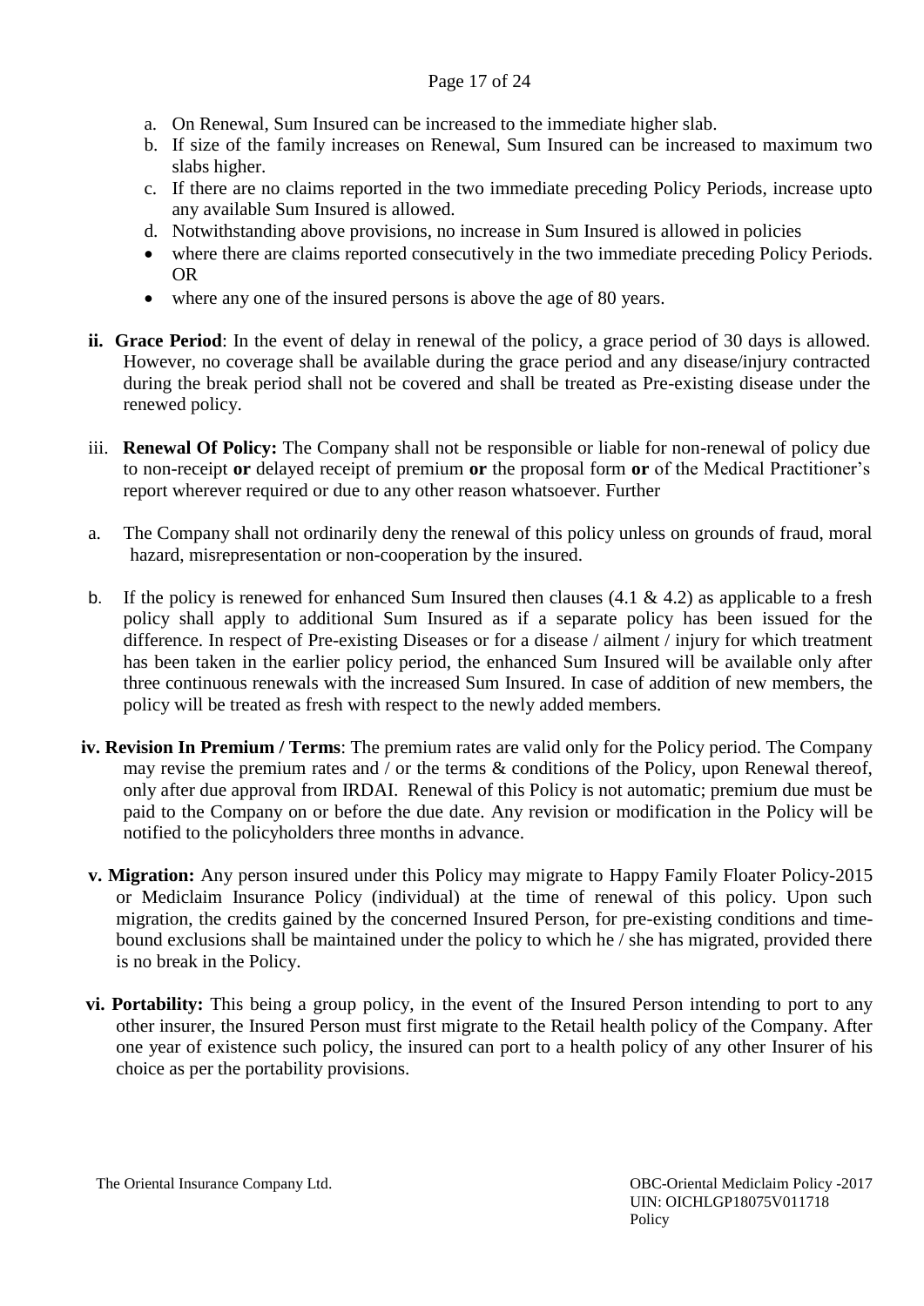a. On Renewal, Sum Insured can be increased to the immediate higher slab.
b. If size of the family increases on Renewal, Sum Insured can be increased to maximum two slabs higher.
c. If there are no claims reported in the two immediate preceding Policy Periods, increase upto any available Sum Insured is allowed.
d. Notwithstanding above provisions, no increase in Sum Insured is allowed in policies

- where there are claims reported consecutively in the two immediate preceding Policy Periods. OR
- where any one of the insured persons is above the age of 80 years.

**ii. Grace Period**: In the event of delay in renewal of the policy, a grace period of 30 days is allowed. However, no coverage shall be available during the grace period and any disease/injury contracted during the break period shall not be covered and shall be treated as Pre-existing disease under the renewed policy.

iii. **Renewal Of Policy:** The Company shall not be responsible or liable for non-renewal of policy due to non-receipt **or** delayed receipt of premium **or** the proposal form **or** of the Medical Practitioner's report wherever required or due to any other reason whatsoever. Further

a. The Company shall not ordinarily deny the renewal of this policy unless on grounds of fraud, moral hazard, misrepresentation or non-cooperation by the insured.

b. If the policy is renewed for enhanced Sum Insured then clauses (4.1 & 4.2) as applicable to a fresh policy shall apply to additional Sum Insured as if a separate policy has been issued for the difference. In respect of Pre-existing Diseases or for a disease / ailment / injury for which treatment has been taken in the earlier policy period, the enhanced Sum Insured will be available only after three continuous renewals with the increased Sum Insured. In case of addition of new members, the policy will be treated as fresh with respect to the newly added members.

**iv. Revision In Premium / Terms**: The premium rates are valid only for the Policy period. The Company may revise the premium rates and / or the terms & conditions of the Policy, upon Renewal thereof, only after due approval from IRDAI. Renewal of this Policy is not automatic; premium due must be paid to the Company on or before the due date. Any revision or modification in the Policy will be notified to the policyholders three months in advance.

**v. Migration:** Any person insured under this Policy may migrate to Happy Family Floater Policy-2015 or Mediclaim Insurance Policy (individual) at the time of renewal of this policy. Upon such migration, the credits gained by the concerned Insured Person, for pre-existing conditions and time-bound exclusions shall be maintained under the policy to which he / she has migrated, provided there is no break in the Policy.

**vi. Portability:** This being a group policy, in the event of the Insured Person intending to port to any other insurer, the Insured Person must first migrate to the Retail health policy of the Company. After one year of existence such policy, the insured can port to a health policy of any other Insurer of his choice as per the portability provisions.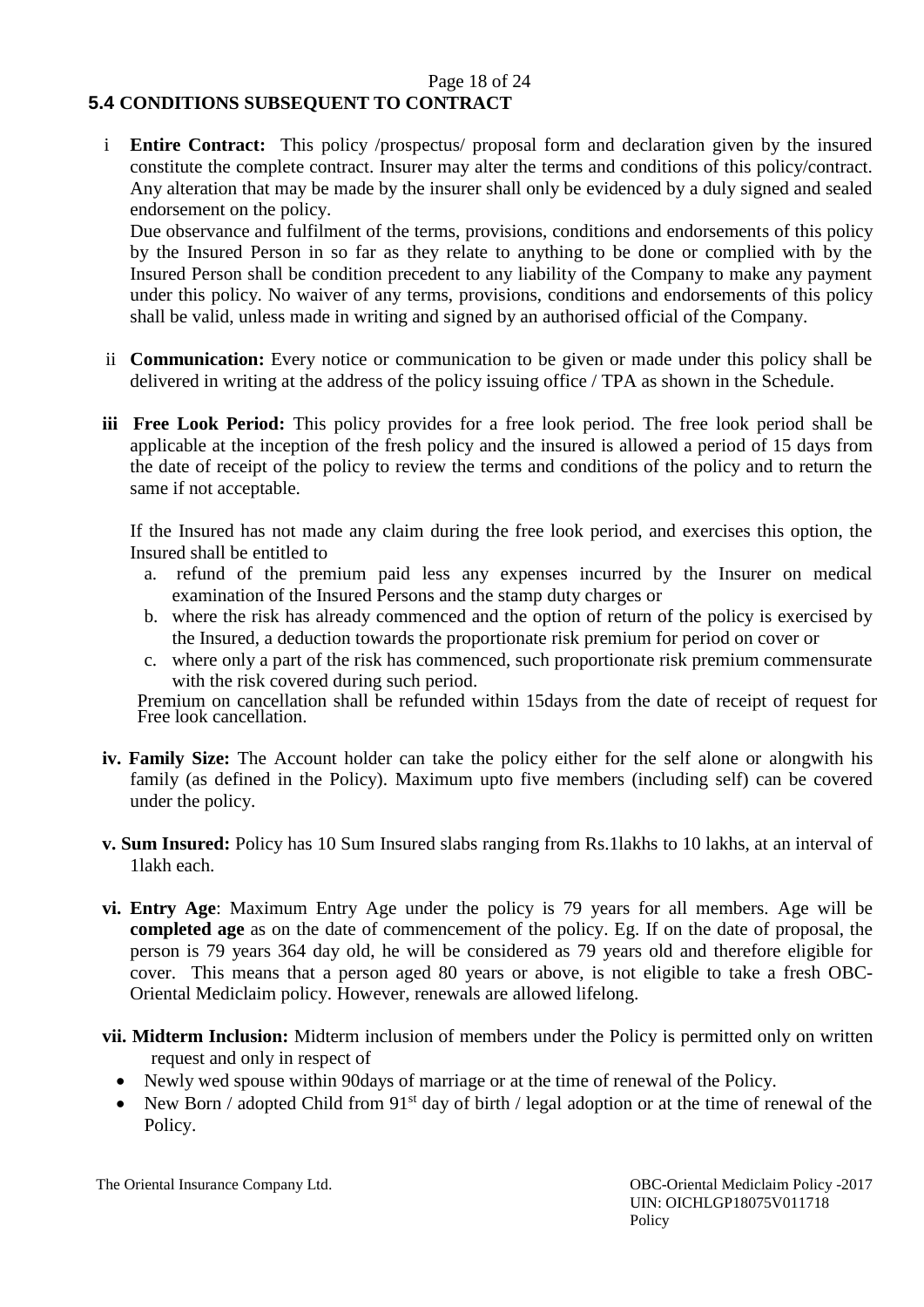## 5.4 CONDITIONS SUBSEQUENT TO CONTRACT

i **Entire Contract:** This policy /prospectus/ proposal form and declaration given by the insured constitute the complete contract. Insurer may alter the terms and conditions of this policy/contract. Any alteration that may be made by the insurer shall only be evidenced by a duly signed and sealed endorsement on the policy.

Due observance and fulfilment of the terms, provisions, conditions and endorsements of this policy by the Insured Person in so far as they relate to anything to be done or complied with by the Insured Person shall be condition precedent to any liability of the Company to make any payment under this policy. No waiver of any terms, provisions, conditions and endorsements of this policy shall be valid, unless made in writing and signed by an authorised official of the Company.

ii **Communication:** Every notice or communication to be given or made under this policy shall be delivered in writing at the address of the policy issuing office / TPA as shown in the Schedule.

**iii Free Look Period:** This policy provides for a free look period. The free look period shall be applicable at the inception of the fresh policy and the insured is allowed a period of 15 days from the date of receipt of the policy to review the terms and conditions of the policy and to return the same if not acceptable.

If the Insured has not made any claim during the free look period, and exercises this option, the Insured shall be entitled to

a. refund of the premium paid less any expenses incurred by the Insurer on medical examination of the Insured Persons and the stamp duty charges or
b. where the risk has already commenced and the option of return of the policy is exercised by the Insured, a deduction towards the proportionate risk premium for period on cover or
c. where only a part of the risk has commenced, such proportionate risk premium commensurate with the risk covered during such period.

Premium on cancellation shall be refunded within 15days from the date of receipt of request for Free look cancellation.

**iv. Family Size:** The Account holder can take the policy either for the self alone or alongwith his family (as defined in the Policy). Maximum upto five members (including self) can be covered under the policy.

**v. Sum Insured:** Policy has 10 Sum Insured slabs ranging from Rs.1lakhs to 10 lakhs, at an interval of 1lakh each.

**vi. Entry Age**: Maximum Entry Age under the policy is 79 years for all members. Age will be **completed age** as on the date of commencement of the policy. Eg. If on the date of proposal, the person is 79 years 364 day old, he will be considered as 79 years old and therefore eligible for cover. This means that a person aged 80 years or above, is not eligible to take a fresh OBC-Oriental Mediclaim policy. However, renewals are allowed lifelong.

**vii. Midterm Inclusion:** Midterm inclusion of members under the Policy is permitted only on written request and only in respect of

- Newly wed spouse within 90days of marriage or at the time of renewal of the Policy.
- New Born / adopted Child from 91st day of birth / legal adoption or at the time of renewal of the Policy.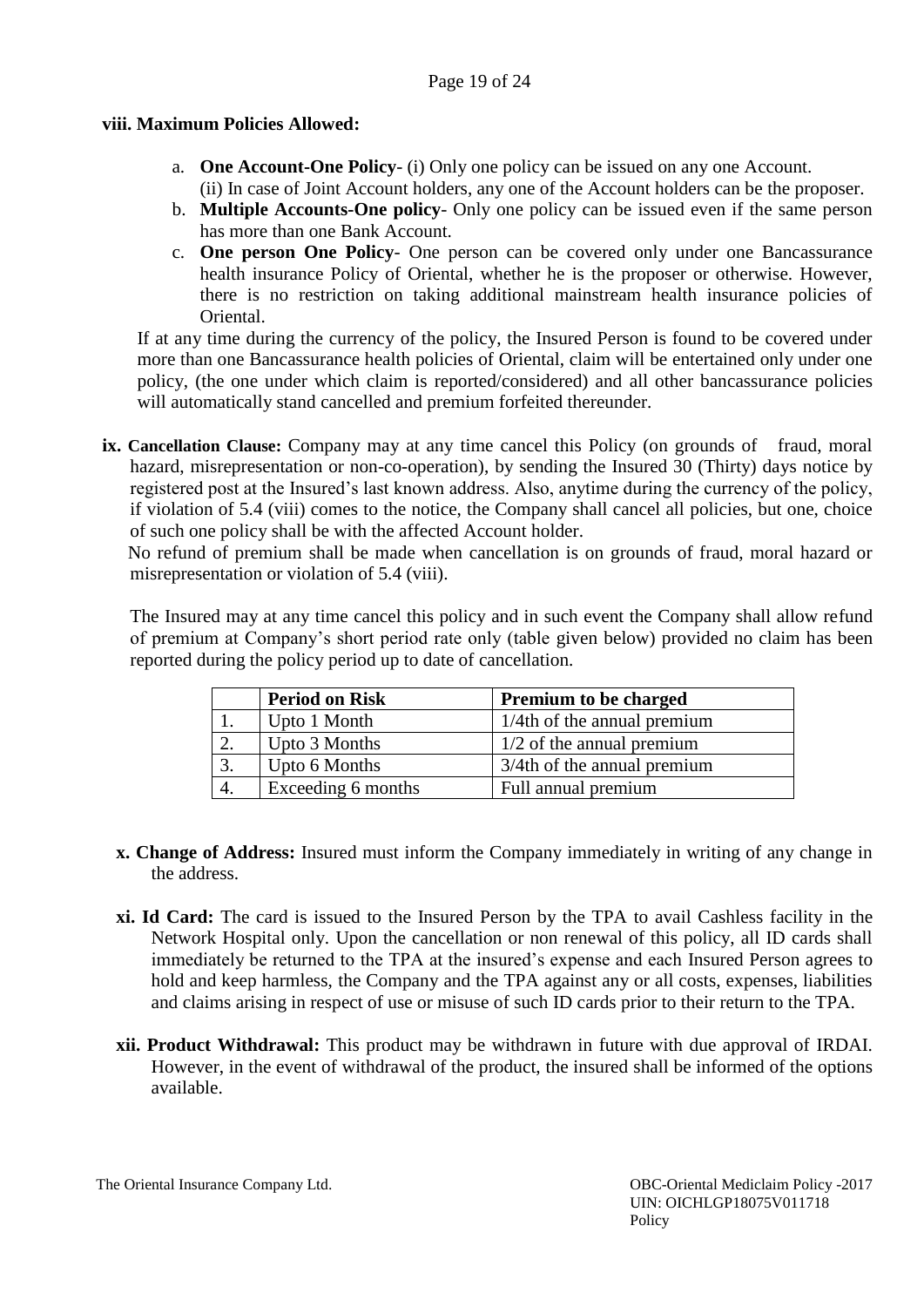**viii. Maximum Policies Allowed:**

a. **One Account-One Policy**- (i) Only one policy can be issued on any one Account.
   (ii) In case of Joint Account holders, any one of the Account holders can be the proposer.
b. **Multiple Accounts-One policy**- Only one policy can be issued even if the same person has more than one Bank Account.
c. **One person One Policy**- One person can be covered only under one Bancassurance health insurance Policy of Oriental, whether he is the proposer or otherwise. However, there is no restriction on taking additional mainstream health insurance policies of Oriental.

If at any time during the currency of the policy, the Insured Person is found to be covered under more than one Bancassurance health policies of Oriental, claim will be entertained only under one policy, (the one under which claim is reported/considered) and all other bancassurance policies will automatically stand cancelled and premium forfeited thereunder.

**ix. Cancellation Clause:** Company may at any time cancel this Policy (on grounds of fraud, moral hazard, misrepresentation or non-co-operation), by sending the Insured 30 (Thirty) days notice by registered post at the Insured's last known address. Also, anytime during the currency of the policy, if violation of 5.4 (viii) comes to the notice, the Company shall cancel all policies, but one, choice of such one policy shall be with the affected Account holder.

No refund of premium shall be made when cancellation is on grounds of fraud, moral hazard or misrepresentation or violation of 5.4 (viii).

The Insured may at any time cancel this policy and in such event the Company shall allow refund of premium at Company's short period rate only (table given below) provided no claim has been reported during the policy period up to date of cancellation.

| | Period on Risk | Premium to be charged |
|---|---|---|
| 1. | Upto 1 Month | 1/4th of the annual premium |
| 2. | Upto 3 Months | 1/2 of the annual premium |
| 3. | Upto 6 Months | 3/4th of the annual premium |
| 4. | Exceeding 6 months | Full annual premium |

**x. Change of Address:** Insured must inform the Company immediately in writing of any change in the address.

**xi. Id Card:** The card is issued to the Insured Person by the TPA to avail Cashless facility in the Network Hospital only. Upon the cancellation or non renewal of this policy, all ID cards shall immediately be returned to the TPA at the insured's expense and each Insured Person agrees to hold and keep harmless, the Company and the TPA against any or all costs, expenses, liabilities and claims arising in respect of use or misuse of such ID cards prior to their return to the TPA.

**xii. Product Withdrawal:** This product may be withdrawn in future with due approval of IRDAI. However, in the event of withdrawal of the product, the insured shall be informed of the options available.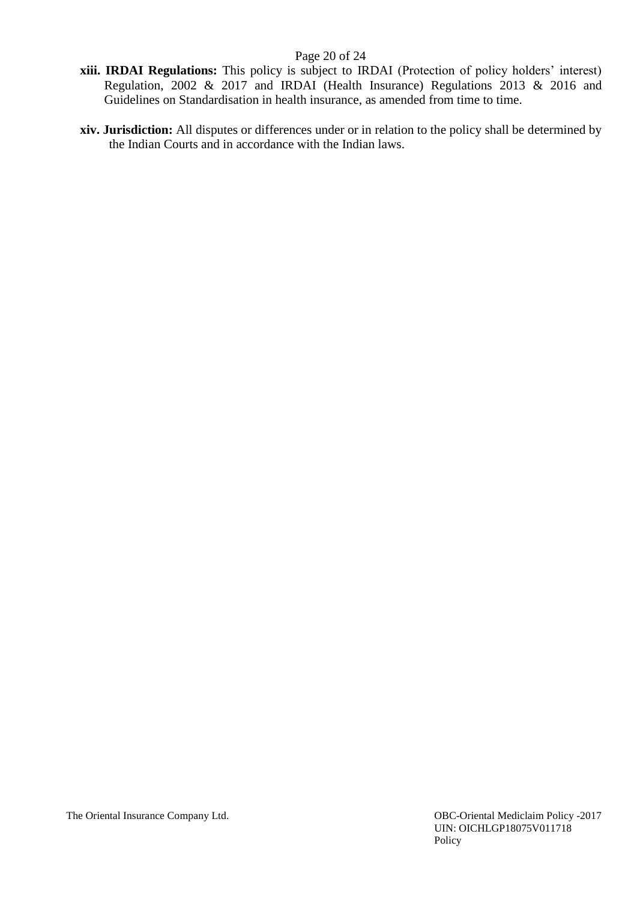**xiii. IRDAI Regulations:** This policy is subject to IRDAI (Protection of policy holders' interest) Regulation, 2002 & 2017 and IRDAI (Health Insurance) Regulations 2013 & 2016 and Guidelines on Standardisation in health insurance, as amended from time to time.

**xiv. Jurisdiction:** All disputes or differences under or in relation to the policy shall be determined by the Indian Courts and in accordance with the Indian laws.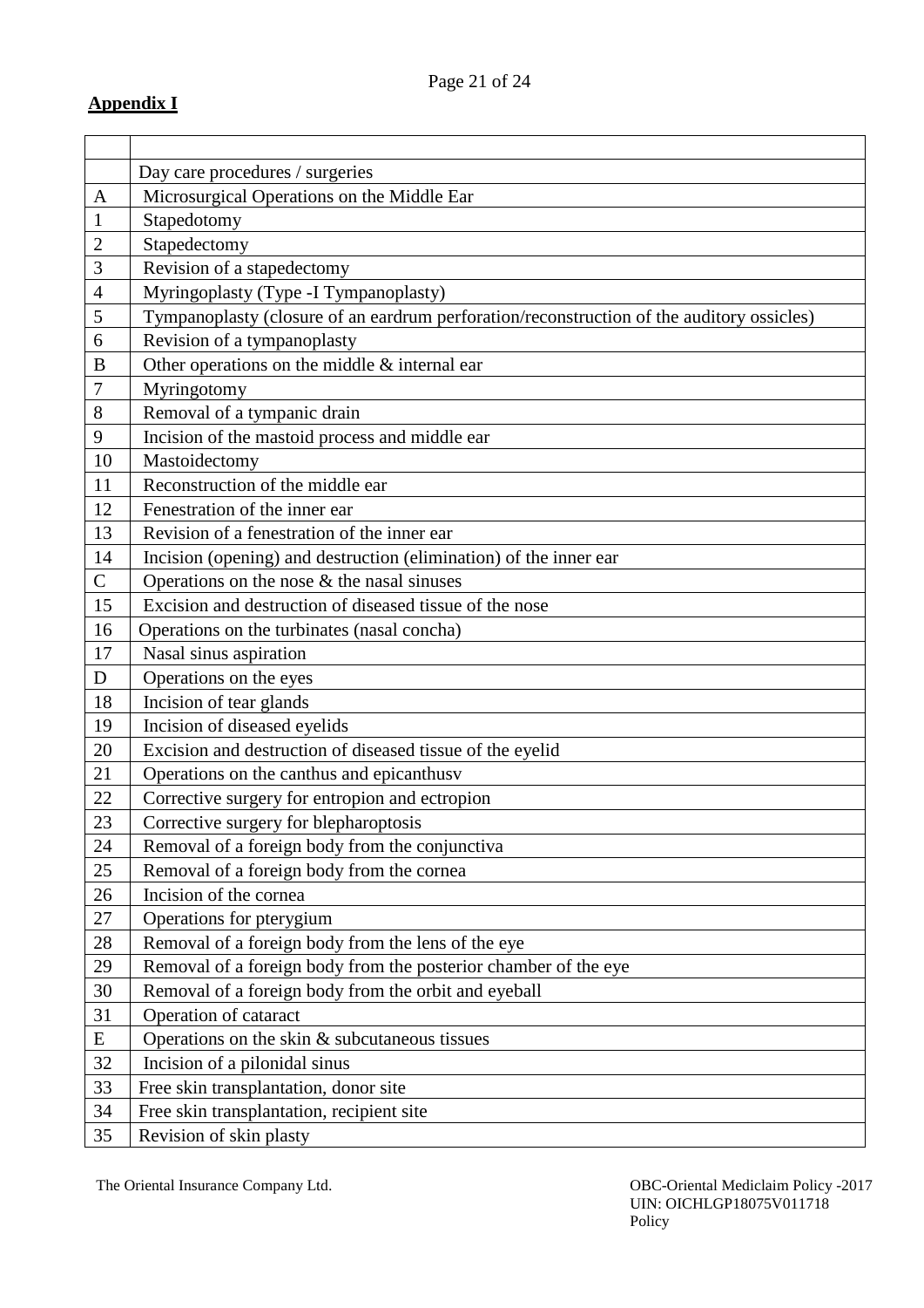**Appendix I**

| | |
|---|---|
| | Day care procedures / surgeries |
| A | Microsurgical Operations on the Middle Ear |
| 1 | Stapedotomy |
| 2 | Stapedectomy |
| 3 | Revision of a stapedectomy |
| 4 | Myringoplasty (Type -I Tympanoplasty) |
| 5 | Tympanoplasty (closure of an eardrum perforation/reconstruction of the auditory ossicles) |
| 6 | Revision of a tympanoplasty |
| B | Other operations on the middle & internal ear |
| 7 | Myringotomy |
| 8 | Removal of a tympanic drain |
| 9 | Incision of the mastoid process and middle ear |
| 10 | Mastoidectomy |
| 11 | Reconstruction of the middle ear |
| 12 | Fenestration of the inner ear |
| 13 | Revision of a fenestration of the inner ear |
| 14 | Incision (opening) and destruction (elimination) of the inner ear |
| C | Operations on the nose & the nasal sinuses |
| 15 | Excision and destruction of diseased tissue of the nose |
| 16 | Operations on the turbinates (nasal concha) |
| 17 | Nasal sinus aspiration |
| D | Operations on the eyes |
| 18 | Incision of tear glands |
| 19 | Incision of diseased eyelids |
| 20 | Excision and destruction of diseased tissue of the eyelid |
| 21 | Operations on the canthus and epicanthusv |
| 22 | Corrective surgery for entropion and ectropion |
| 23 | Corrective surgery for blepharoptosis |
| 24 | Removal of a foreign body from the conjunctiva |
| 25 | Removal of a foreign body from the cornea |
| 26 | Incision of the cornea |
| 27 | Operations for pterygium |
| 28 | Removal of a foreign body from the lens of the eye |
| 29 | Removal of a foreign body from the posterior chamber of the eye |
| 30 | Removal of a foreign body from the orbit and eyeball |
| 31 | Operation of cataract |
| E | Operations on the skin & subcutaneous tissues |
| 32 | Incision of a pilonidal sinus |
| 33 | Free skin transplantation, donor site |
| 34 | Free skin transplantation, recipient site |
| 35 | Revision of skin plasty |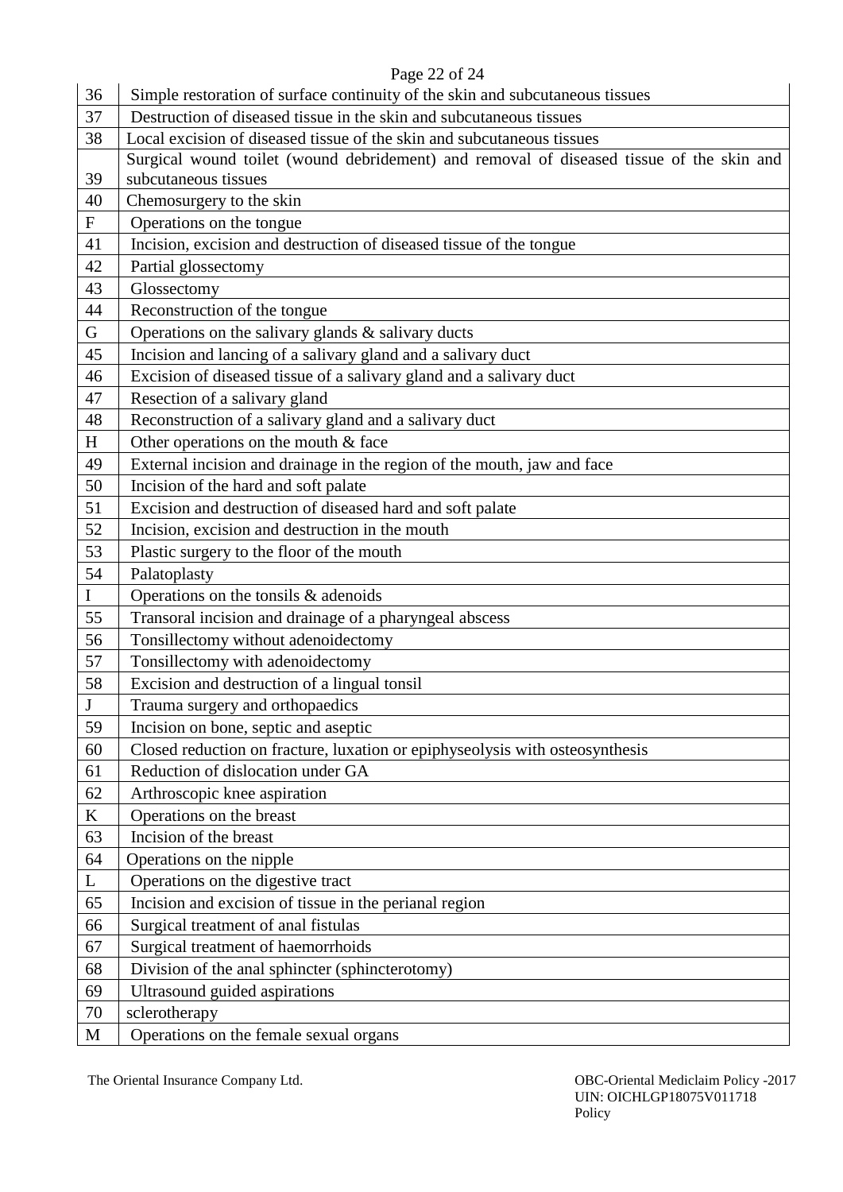| | |
|---|---|
| 36 | Simple restoration of surface continuity of the skin and subcutaneous tissues |
| 37 | Destruction of diseased tissue in the skin and subcutaneous tissues |
| 38 | Local excision of diseased tissue of the skin and subcutaneous tissues |
| 39 | Surgical wound toilet (wound debridement) and removal of diseased tissue of the skin and subcutaneous tissues |
| 40 | Chemosurgery to the skin |
| F | Operations on the tongue |
| 41 | Incision, excision and destruction of diseased tissue of the tongue |
| 42 | Partial glossectomy |
| 43 | Glossectomy |
| 44 | Reconstruction of the tongue |
| G | Operations on the salivary glands & salivary ducts |
| 45 | Incision and lancing of a salivary gland and a salivary duct |
| 46 | Excision of diseased tissue of a salivary gland and a salivary duct |
| 47 | Resection of a salivary gland |
| 48 | Reconstruction of a salivary gland and a salivary duct |
| H | Other operations on the mouth & face |
| 49 | External incision and drainage in the region of the mouth, jaw and face |
| 50 | Incision of the hard and soft palate |
| 51 | Excision and destruction of diseased hard and soft palate |
| 52 | Incision, excision and destruction in the mouth |
| 53 | Plastic surgery to the floor of the mouth |
| 54 | Palatoplasty |
| I | Operations on the tonsils & adenoids |
| 55 | Transoral incision and drainage of a pharyngeal abscess |
| 56 | Tonsillectomy without adenoidectomy |
| 57 | Tonsillectomy with adenoidectomy |
| 58 | Excision and destruction of a lingual tonsil |
| J | Trauma surgery and orthopaedics |
| 59 | Incision on bone, septic and aseptic |
| 60 | Closed reduction on fracture, luxation or epiphyseolysis with osteosynthesis |
| 61 | Reduction of dislocation under GA |
| 62 | Arthroscopic knee aspiration |
| K | Operations on the breast |
| 63 | Incision of the breast |
| 64 | Operations on the nipple |
| L | Operations on the digestive tract |
| 65 | Incision and excision of tissue in the perianal region |
| 66 | Surgical treatment of anal fistulas |
| 67 | Surgical treatment of haemorrhoids |
| 68 | Division of the anal sphincter (sphincterotomy) |
| 69 | Ultrasound guided aspirations |
| 70 | sclerotherapy |
| M | Operations on the female sexual organs |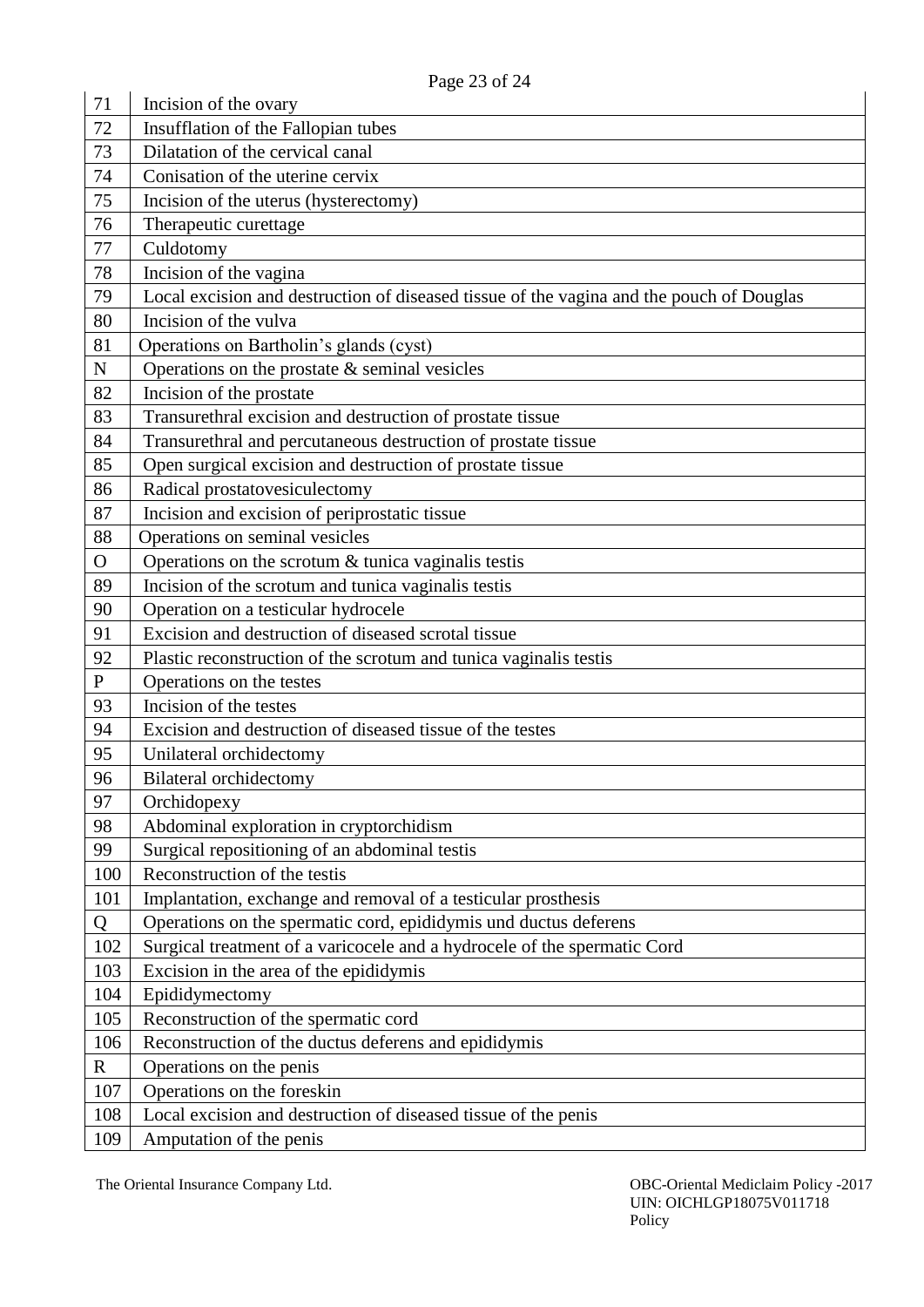| | |
|---|---|
| 71 | Incision of the ovary |
| 72 | Insufflation of the Fallopian tubes |
| 73 | Dilatation of the cervical canal |
| 74 | Conisation of the uterine cervix |
| 75 | Incision of the uterus (hysterectomy) |
| 76 | Therapeutic curettage |
| 77 | Culdotomy |
| 78 | Incision of the vagina |
| 79 | Local excision and destruction of diseased tissue of the vagina and the pouch of Douglas |
| 80 | Incision of the vulva |
| 81 | Operations on Bartholin's glands (cyst) |
| N | Operations on the prostate & seminal vesicles |
| 82 | Incision of the prostate |
| 83 | Transurethral excision and destruction of prostate tissue |
| 84 | Transurethral and percutaneous destruction of prostate tissue |
| 85 | Open surgical excision and destruction of prostate tissue |
| 86 | Radical prostatovesiculectomy |
| 87 | Incision and excision of periprostatic tissue |
| 88 | Operations on seminal vesicles |
| O | Operations on the scrotum & tunica vaginalis testis |
| 89 | Incision of the scrotum and tunica vaginalis testis |
| 90 | Operation on a testicular hydrocele |
| 91 | Excision and destruction of diseased scrotal tissue |
| 92 | Plastic reconstruction of the scrotum and tunica vaginalis testis |
| P | Operations on the testes |
| 93 | Incision of the testes |
| 94 | Excision and destruction of diseased tissue of the testes |
| 95 | Unilateral orchidectomy |
| 96 | Bilateral orchidectomy |
| 97 | Orchidopexy |
| 98 | Abdominal exploration in cryptorchidism |
| 99 | Surgical repositioning of an abdominal testis |
| 100 | Reconstruction of the testis |
| 101 | Implantation, exchange and removal of a testicular prosthesis |
| Q | Operations on the spermatic cord, epididymis und ductus deferens |
| 102 | Surgical treatment of a varicocele and a hydrocele of the spermatic Cord |
| 103 | Excision in the area of the epididymis |
| 104 | Epididymectomy |
| 105 | Reconstruction of the spermatic cord |
| 106 | Reconstruction of the ductus deferens and epididymis |
| R | Operations on the penis |
| 107 | Operations on the foreskin |
| 108 | Local excision and destruction of diseased tissue of the penis |
| 109 | Amputation of the penis |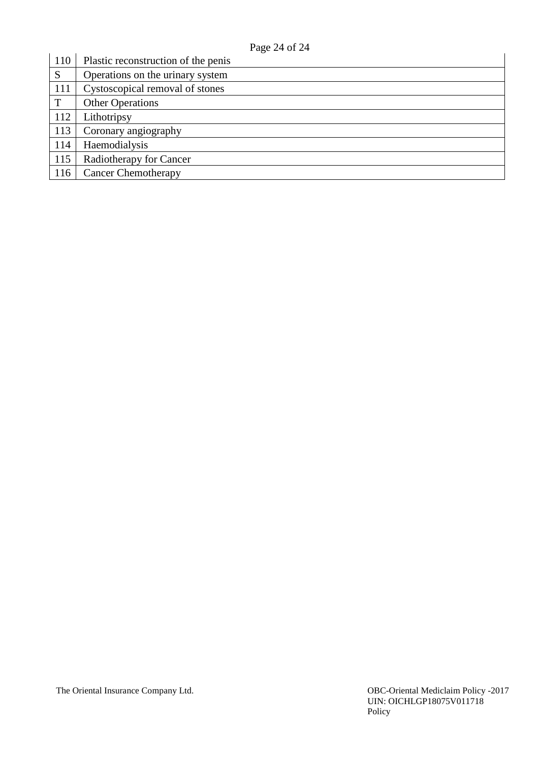| | |
|---|---|
| 110 | Plastic reconstruction of the penis |
| S | Operations on the urinary system |
| 111 | Cystoscopical removal of stones |
| T | Other Operations |
| 112 | Lithotripsy |
| 113 | Coronary angiography |
| 114 | Haemodialysis |
| 115 | Radiotherapy for Cancer |
| 116 | Cancer Chemotherapy |